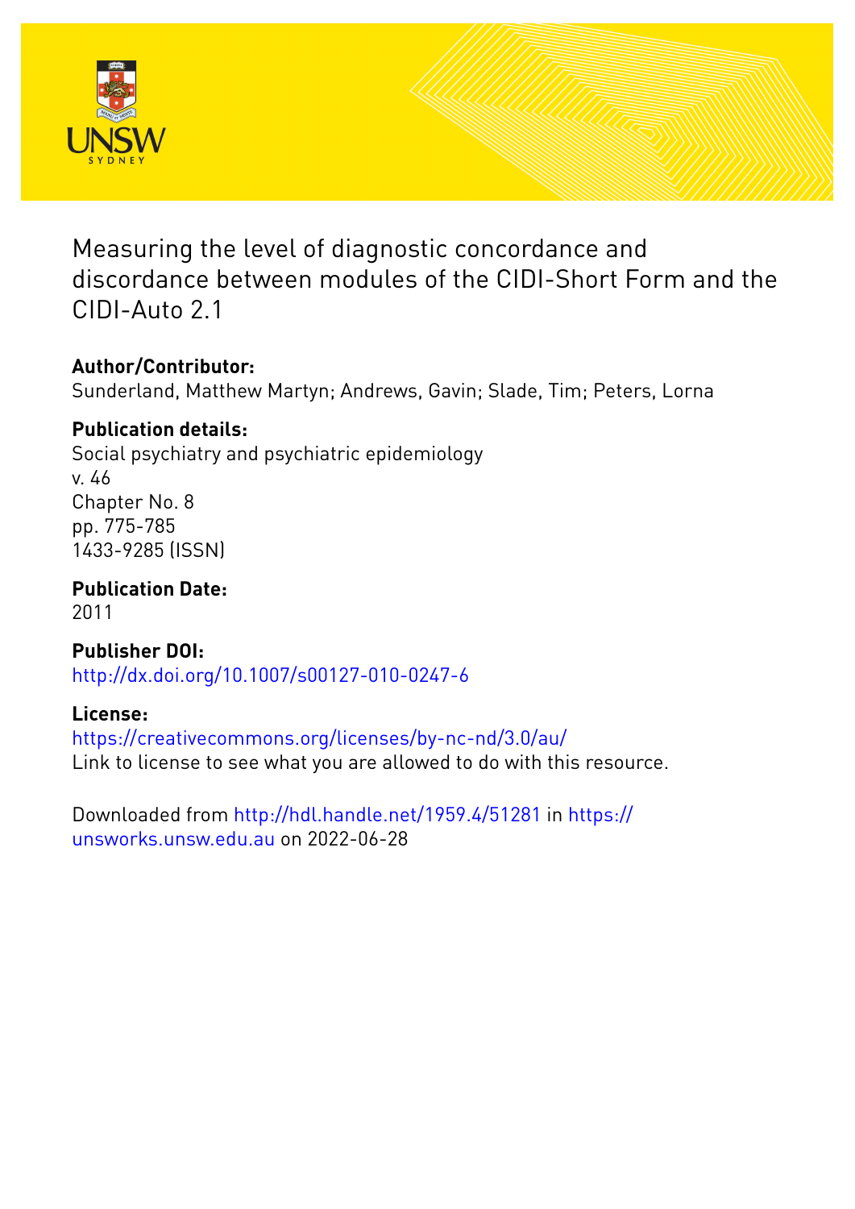# Measuring the level of diagnostic concordance and discordance between modules of the CIDI-Short Form and the CIDI-Auto 2.1

**Author/Contributor:**
Sunderland, Matthew Martyn; Andrews, Gavin; Slade, Tim; Peters, Lorna

**Publication details:**
Social psychiatry and psychiatric epidemiology
v. 46
Chapter No. 8
pp. 775-785
1433-9285 (ISSN)

**Publication Date:**
2011

**Publisher DOI:**
http://dx.doi.org/10.1007/s00127-010-0247-6

**License:**
https://creativecommons.org/licenses/by-nc-nd/3.0/au/
Link to license to see what you are allowed to do with this resource.

Downloaded from http://hdl.handle.net/1959.4/51281 in https://unsworks.unsw.edu.au on 2022-06-28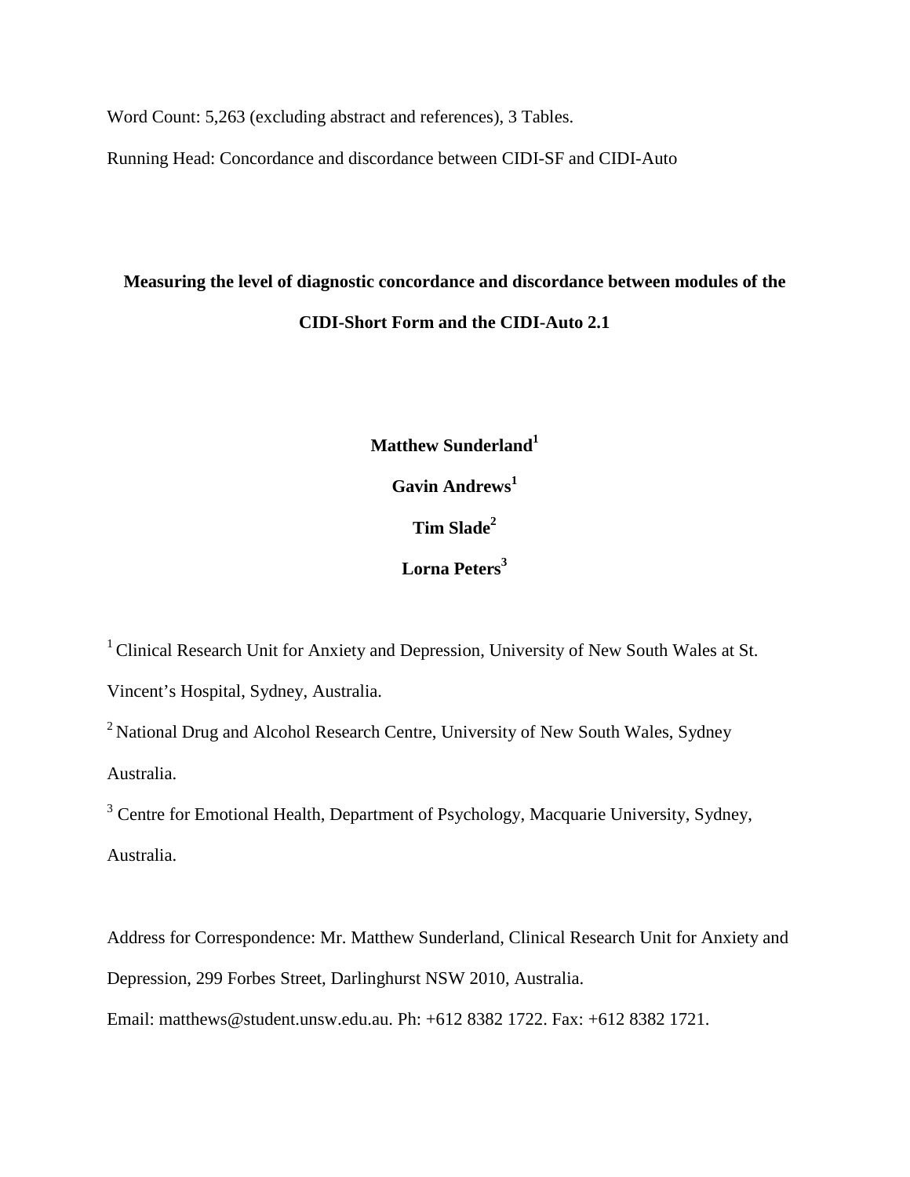Word Count: 5,263 (excluding abstract and references), 3 Tables.

Running Head: Concordance and discordance between CIDI-SF and CIDI-Auto

# Measuring the level of diagnostic concordance and discordance between modules of the CIDI-Short Form and the CIDI-Auto 2.1

**Matthew Sunderland[1]**

**Gavin Andrews[1]**

**Tim Slade[2]**

**Lorna Peters[3]**

[1] Clinical Research Unit for Anxiety and Depression, University of New South Wales at St. Vincent's Hospital, Sydney, Australia.

[2] National Drug and Alcohol Research Centre, University of New South Wales, Sydney Australia.

[3] Centre for Emotional Health, Department of Psychology, Macquarie University, Sydney, Australia.

Address for Correspondence: Mr. Matthew Sunderland, Clinical Research Unit for Anxiety and Depression, 299 Forbes Street, Darlinghurst NSW 2010, Australia.

Email: matthews@student.unsw.edu.au. Ph: +612 8382 1722. Fax: +612 8382 1721.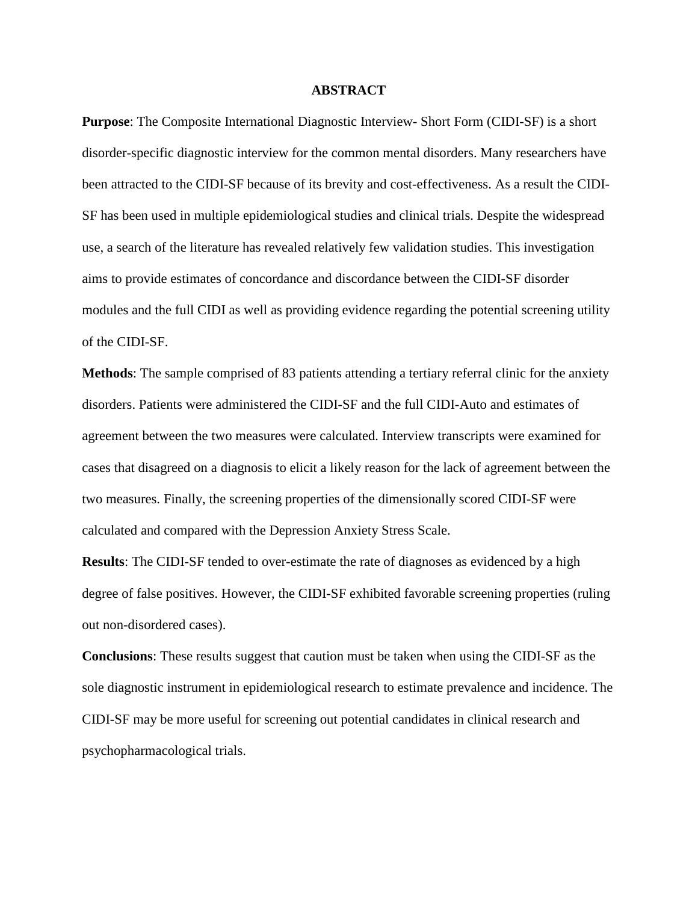## ABSTRACT

**Purpose**: The Composite International Diagnostic Interview- Short Form (CIDI-SF) is a short disorder-specific diagnostic interview for the common mental disorders. Many researchers have been attracted to the CIDI-SF because of its brevity and cost-effectiveness. As a result the CIDI-SF has been used in multiple epidemiological studies and clinical trials. Despite the widespread use, a search of the literature has revealed relatively few validation studies. This investigation aims to provide estimates of concordance and discordance between the CIDI-SF disorder modules and the full CIDI as well as providing evidence regarding the potential screening utility of the CIDI-SF.

**Methods**: The sample comprised of 83 patients attending a tertiary referral clinic for the anxiety disorders. Patients were administered the CIDI-SF and the full CIDI-Auto and estimates of agreement between the two measures were calculated. Interview transcripts were examined for cases that disagreed on a diagnosis to elicit a likely reason for the lack of agreement between the two measures. Finally, the screening properties of the dimensionally scored CIDI-SF were calculated and compared with the Depression Anxiety Stress Scale.

**Results**: The CIDI-SF tended to over-estimate the rate of diagnoses as evidenced by a high degree of false positives. However, the CIDI-SF exhibited favorable screening properties (ruling out non-disordered cases).

**Conclusions**: These results suggest that caution must be taken when using the CIDI-SF as the sole diagnostic instrument in epidemiological research to estimate prevalence and incidence. The CIDI-SF may be more useful for screening out potential candidates in clinical research and psychopharmacological trials.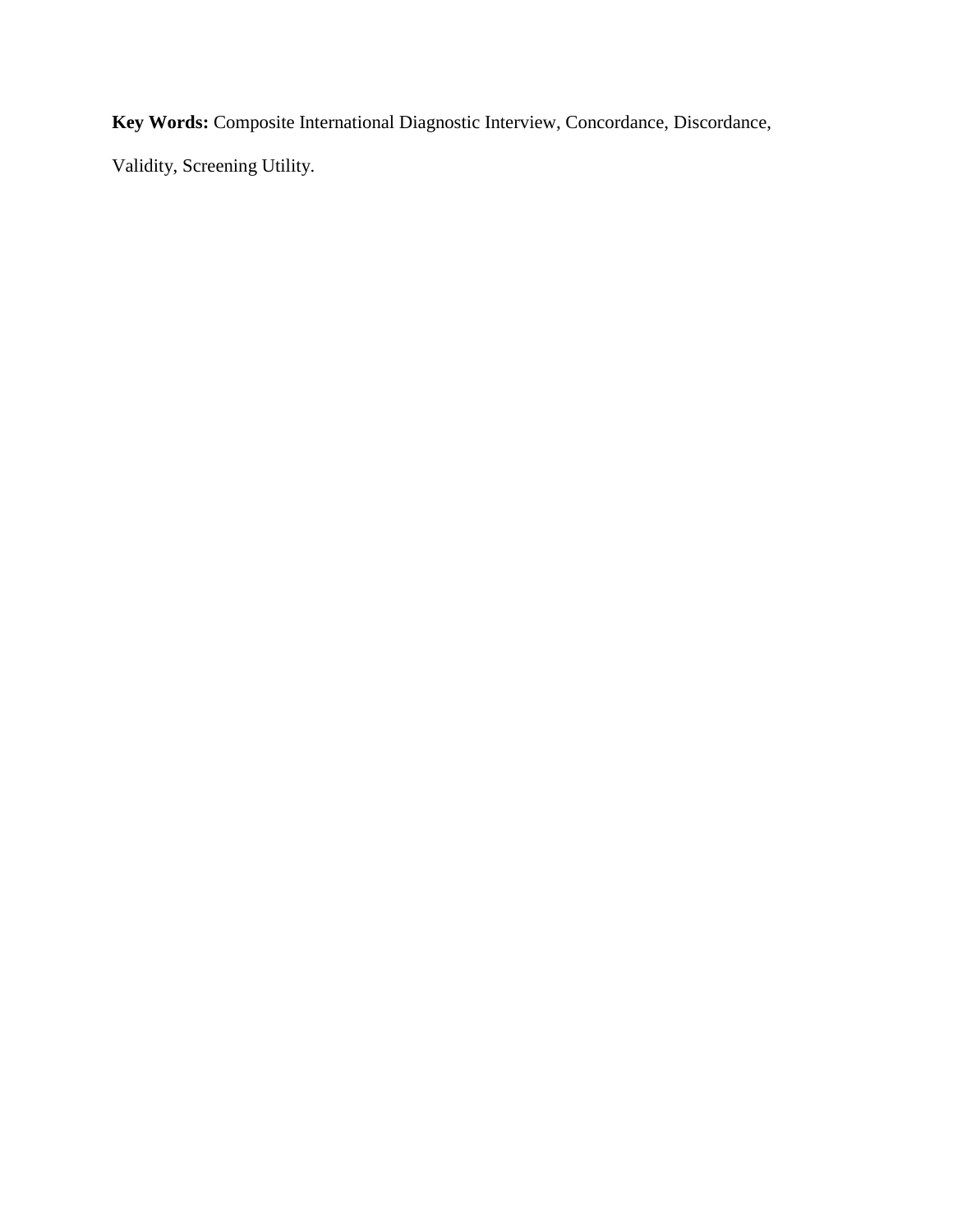**Key Words:** Composite International Diagnostic Interview, Concordance, Discordance, Validity, Screening Utility.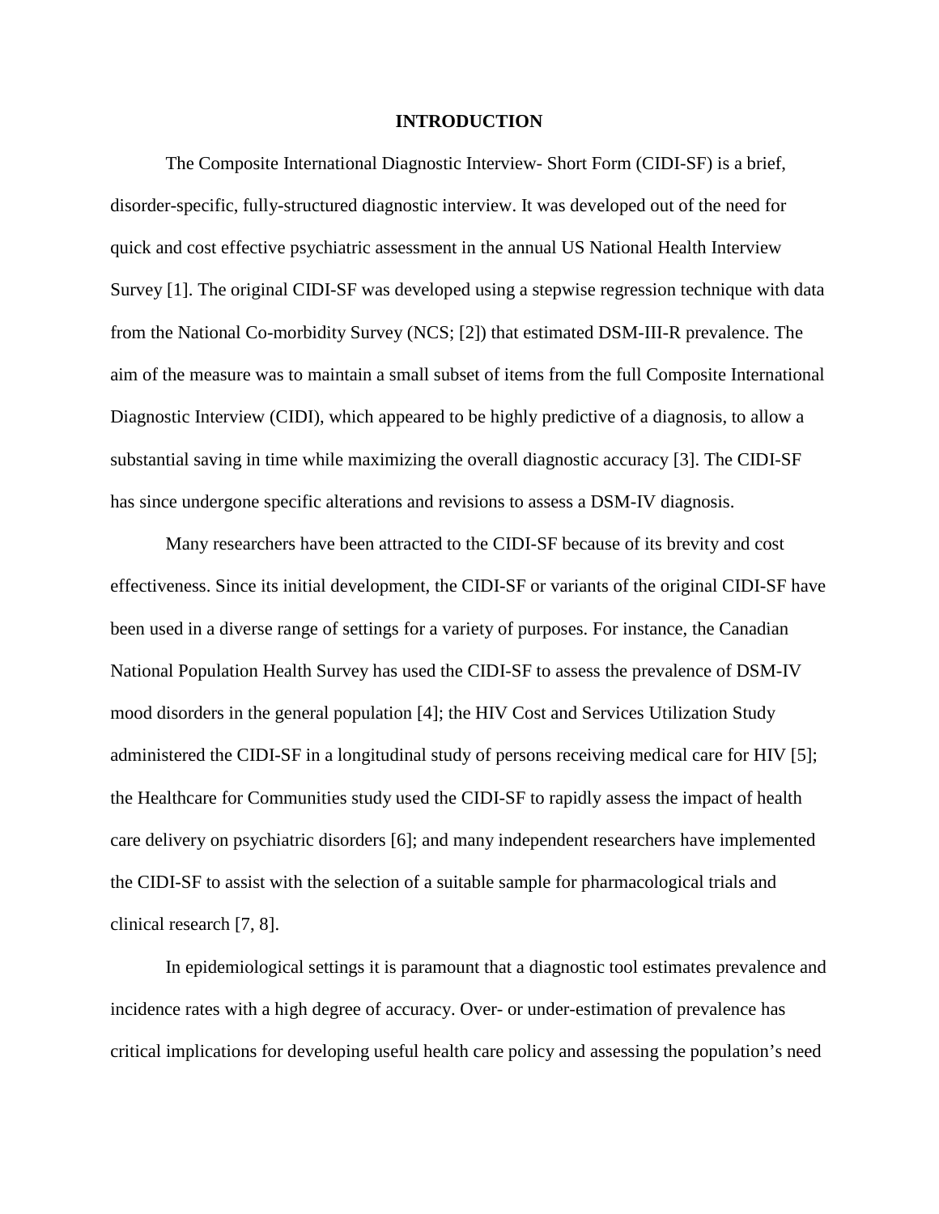# INTRODUCTION

The Composite International Diagnostic Interview- Short Form (CIDI-SF) is a brief, disorder-specific, fully-structured diagnostic interview. It was developed out of the need for quick and cost effective psychiatric assessment in the annual US National Health Interview Survey [1]. The original CIDI-SF was developed using a stepwise regression technique with data from the National Co-morbidity Survey (NCS; [2]) that estimated DSM-III-R prevalence. The aim of the measure was to maintain a small subset of items from the full Composite International Diagnostic Interview (CIDI), which appeared to be highly predictive of a diagnosis, to allow a substantial saving in time while maximizing the overall diagnostic accuracy [3]. The CIDI-SF has since undergone specific alterations and revisions to assess a DSM-IV diagnosis.

Many researchers have been attracted to the CIDI-SF because of its brevity and cost effectiveness. Since its initial development, the CIDI-SF or variants of the original CIDI-SF have been used in a diverse range of settings for a variety of purposes. For instance, the Canadian National Population Health Survey has used the CIDI-SF to assess the prevalence of DSM-IV mood disorders in the general population [4]; the HIV Cost and Services Utilization Study administered the CIDI-SF in a longitudinal study of persons receiving medical care for HIV [5]; the Healthcare for Communities study used the CIDI-SF to rapidly assess the impact of health care delivery on psychiatric disorders [6]; and many independent researchers have implemented the CIDI-SF to assist with the selection of a suitable sample for pharmacological trials and clinical research [7, 8].

In epidemiological settings it is paramount that a diagnostic tool estimates prevalence and incidence rates with a high degree of accuracy. Over- or under-estimation of prevalence has critical implications for developing useful health care policy and assessing the population's need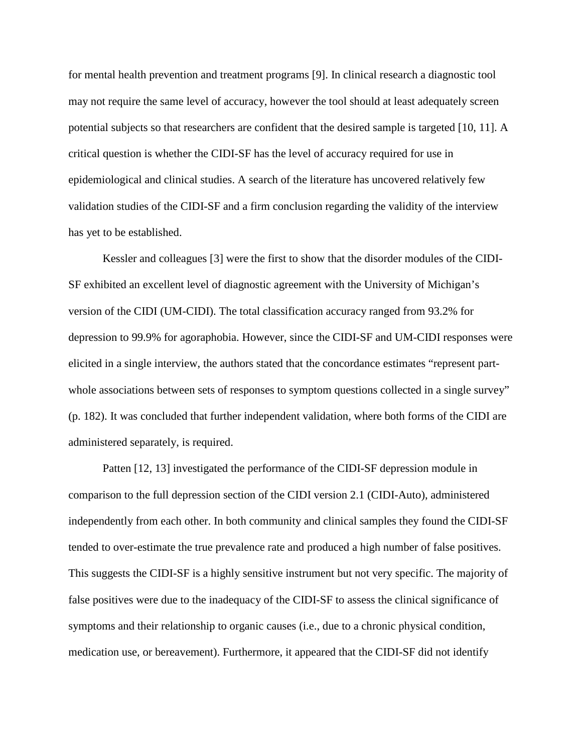for mental health prevention and treatment programs [9]. In clinical research a diagnostic tool may not require the same level of accuracy, however the tool should at least adequately screen potential subjects so that researchers are confident that the desired sample is targeted [10, 11]. A critical question is whether the CIDI-SF has the level of accuracy required for use in epidemiological and clinical studies. A search of the literature has uncovered relatively few validation studies of the CIDI-SF and a firm conclusion regarding the validity of the interview has yet to be established.

Kessler and colleagues [3] were the first to show that the disorder modules of the CIDI-SF exhibited an excellent level of diagnostic agreement with the University of Michigan's version of the CIDI (UM-CIDI). The total classification accuracy ranged from 93.2% for depression to 99.9% for agoraphobia. However, since the CIDI-SF and UM-CIDI responses were elicited in a single interview, the authors stated that the concordance estimates "represent part-whole associations between sets of responses to symptom questions collected in a single survey" (p. 182). It was concluded that further independent validation, where both forms of the CIDI are administered separately, is required.

Patten [12, 13] investigated the performance of the CIDI-SF depression module in comparison to the full depression section of the CIDI version 2.1 (CIDI-Auto), administered independently from each other. In both community and clinical samples they found the CIDI-SF tended to over-estimate the true prevalence rate and produced a high number of false positives. This suggests the CIDI-SF is a highly sensitive instrument but not very specific. The majority of false positives were due to the inadequacy of the CIDI-SF to assess the clinical significance of symptoms and their relationship to organic causes (i.e., due to a chronic physical condition, medication use, or bereavement). Furthermore, it appeared that the CIDI-SF did not identify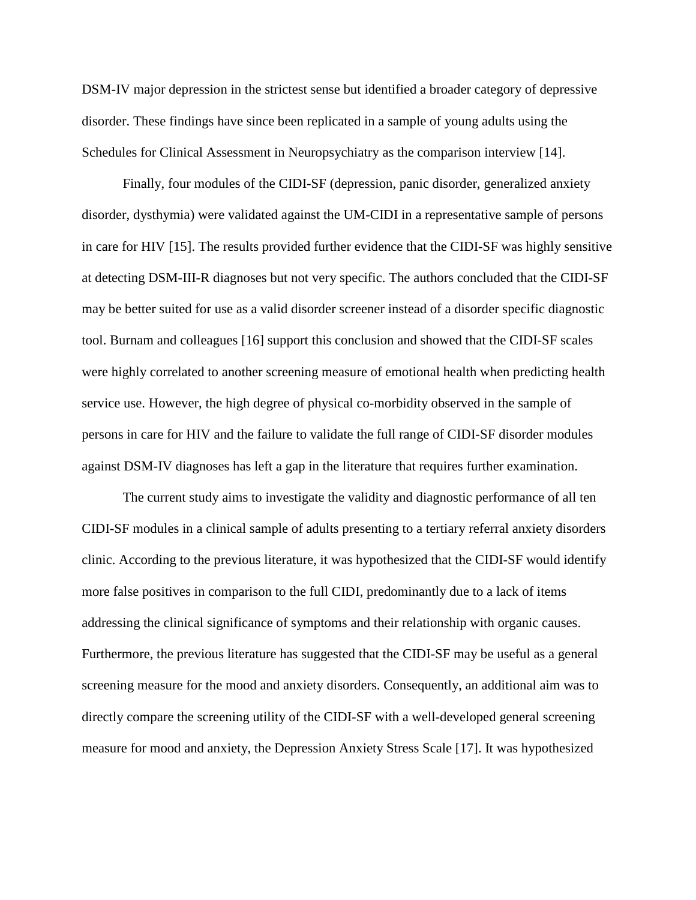DSM-IV major depression in the strictest sense but identified a broader category of depressive disorder. These findings have since been replicated in a sample of young adults using the Schedules for Clinical Assessment in Neuropsychiatry as the comparison interview [14].

Finally, four modules of the CIDI-SF (depression, panic disorder, generalized anxiety disorder, dysthymia) were validated against the UM-CIDI in a representative sample of persons in care for HIV [15]. The results provided further evidence that the CIDI-SF was highly sensitive at detecting DSM-III-R diagnoses but not very specific. The authors concluded that the CIDI-SF may be better suited for use as a valid disorder screener instead of a disorder specific diagnostic tool. Burnam and colleagues [16] support this conclusion and showed that the CIDI-SF scales were highly correlated to another screening measure of emotional health when predicting health service use. However, the high degree of physical co-morbidity observed in the sample of persons in care for HIV and the failure to validate the full range of CIDI-SF disorder modules against DSM-IV diagnoses has left a gap in the literature that requires further examination.

The current study aims to investigate the validity and diagnostic performance of all ten CIDI-SF modules in a clinical sample of adults presenting to a tertiary referral anxiety disorders clinic. According to the previous literature, it was hypothesized that the CIDI-SF would identify more false positives in comparison to the full CIDI, predominantly due to a lack of items addressing the clinical significance of symptoms and their relationship with organic causes. Furthermore, the previous literature has suggested that the CIDI-SF may be useful as a general screening measure for the mood and anxiety disorders. Consequently, an additional aim was to directly compare the screening utility of the CIDI-SF with a well-developed general screening measure for mood and anxiety, the Depression Anxiety Stress Scale [17]. It was hypothesized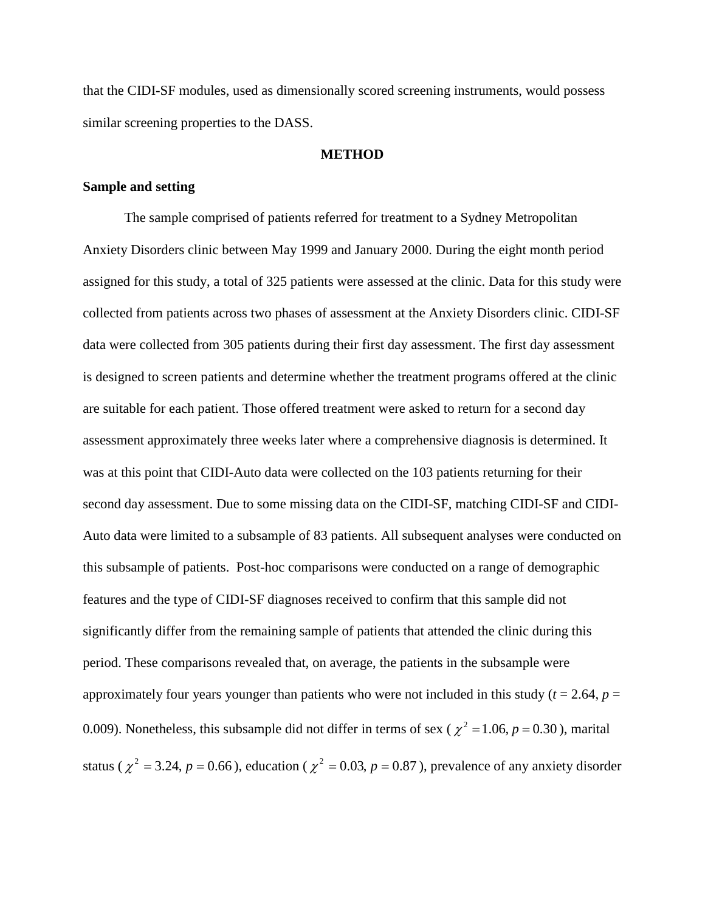that the CIDI-SF modules, used as dimensionally scored screening instruments, would possess similar screening properties to the DASS.

## METHOD

### Sample and setting

The sample comprised of patients referred for treatment to a Sydney Metropolitan Anxiety Disorders clinic between May 1999 and January 2000. During the eight month period assigned for this study, a total of 325 patients were assessed at the clinic. Data for this study were collected from patients across two phases of assessment at the Anxiety Disorders clinic. CIDI-SF data were collected from 305 patients during their first day assessment. The first day assessment is designed to screen patients and determine whether the treatment programs offered at the clinic are suitable for each patient. Those offered treatment were asked to return for a second day assessment approximately three weeks later where a comprehensive diagnosis is determined. It was at this point that CIDI-Auto data were collected on the 103 patients returning for their second day assessment. Due to some missing data on the CIDI-SF, matching CIDI-SF and CIDI-Auto data were limited to a subsample of 83 patients. All subsequent analyses were conducted on this subsample of patients. Post-hoc comparisons were conducted on a range of demographic features and the type of CIDI-SF diagnoses received to confirm that this sample did not significantly differ from the remaining sample of patients that attended the clinic during this period. These comparisons revealed that, on average, the patients in the subsample were approximately four years younger than patients who were not included in this study ($t$ = 2.64, $p$ = 0.009). Nonetheless, this subsample did not differ in terms of sex ($\chi^2 = 1.06, p = 0.30$), marital status ($\chi^2 = 3.24, p = 0.66$), education ($\chi^2 = 0.03, p = 0.87$), prevalence of any anxiety disorder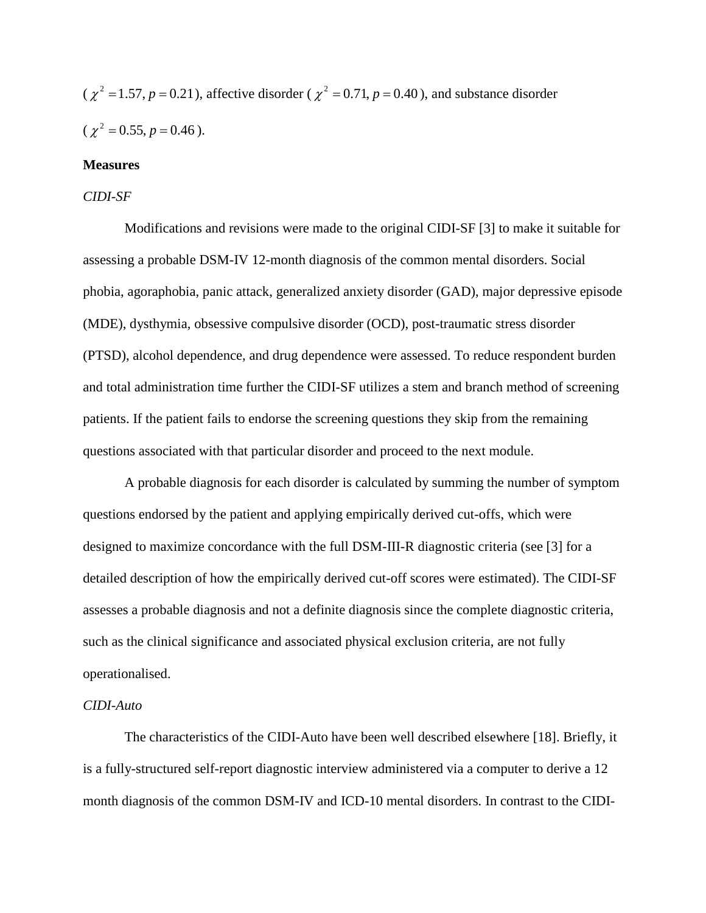($\chi^2 = 1.57, p = 0.21$), affective disorder ($\chi^2 = 0.71, p = 0.40$), and substance disorder ($\chi^2 = 0.55, p = 0.46$).

**Measures**

*CIDI-SF*

Modifications and revisions were made to the original CIDI-SF [3] to make it suitable for assessing a probable DSM-IV 12-month diagnosis of the common mental disorders. Social phobia, agoraphobia, panic attack, generalized anxiety disorder (GAD), major depressive episode (MDE), dysthymia, obsessive compulsive disorder (OCD), post-traumatic stress disorder (PTSD), alcohol dependence, and drug dependence were assessed. To reduce respondent burden and total administration time further the CIDI-SF utilizes a stem and branch method of screening patients. If the patient fails to endorse the screening questions they skip from the remaining questions associated with that particular disorder and proceed to the next module.

A probable diagnosis for each disorder is calculated by summing the number of symptom questions endorsed by the patient and applying empirically derived cut-offs, which were designed to maximize concordance with the full DSM-III-R diagnostic criteria (see [3] for a detailed description of how the empirically derived cut-off scores were estimated). The CIDI-SF assesses a probable diagnosis and not a definite diagnosis since the complete diagnostic criteria, such as the clinical significance and associated physical exclusion criteria, are not fully operationalised.

*CIDI-Auto*

The characteristics of the CIDI-Auto have been well described elsewhere [18]. Briefly, it is a fully-structured self-report diagnostic interview administered via a computer to derive a 12 month diagnosis of the common DSM-IV and ICD-10 mental disorders. In contrast to the CIDI-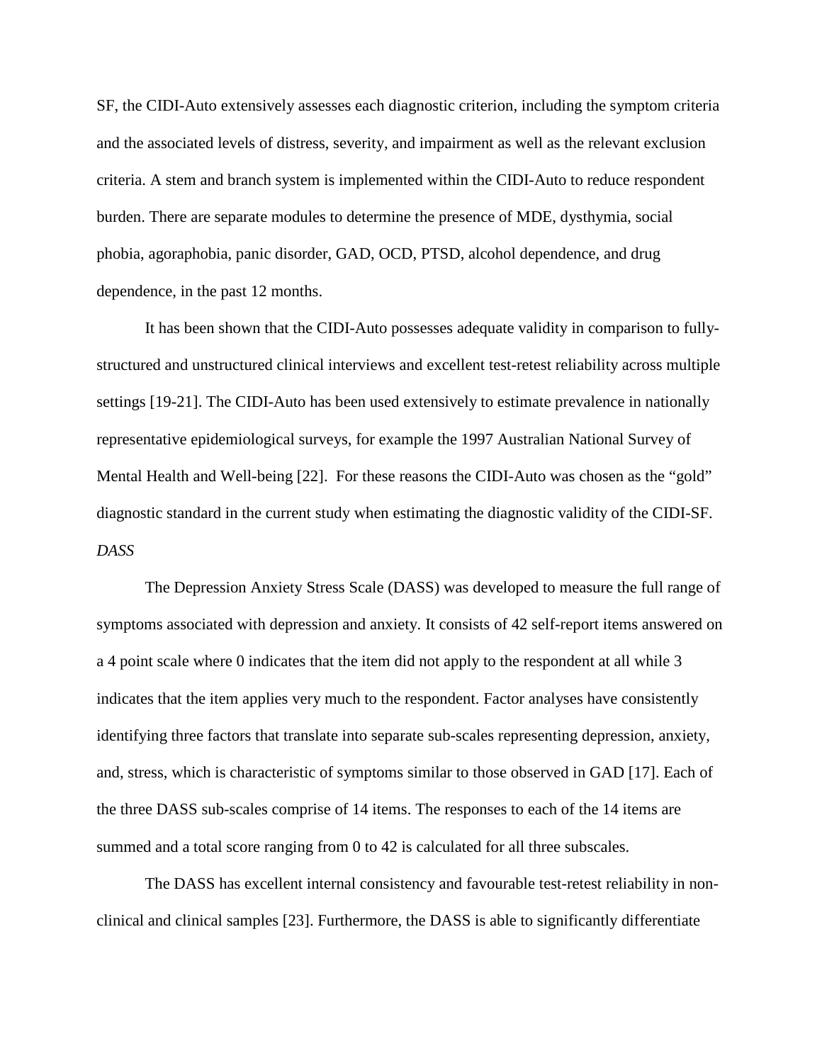SF, the CIDI-Auto extensively assesses each diagnostic criterion, including the symptom criteria and the associated levels of distress, severity, and impairment as well as the relevant exclusion criteria. A stem and branch system is implemented within the CIDI-Auto to reduce respondent burden. There are separate modules to determine the presence of MDE, dysthymia, social phobia, agoraphobia, panic disorder, GAD, OCD, PTSD, alcohol dependence, and drug dependence, in the past 12 months.

It has been shown that the CIDI-Auto possesses adequate validity in comparison to fully-structured and unstructured clinical interviews and excellent test-retest reliability across multiple settings [19-21]. The CIDI-Auto has been used extensively to estimate prevalence in nationally representative epidemiological surveys, for example the 1997 Australian National Survey of Mental Health and Well-being [22]. For these reasons the CIDI-Auto was chosen as the "gold" diagnostic standard in the current study when estimating the diagnostic validity of the CIDI-SF.

*DASS*

The Depression Anxiety Stress Scale (DASS) was developed to measure the full range of symptoms associated with depression and anxiety. It consists of 42 self-report items answered on a 4 point scale where 0 indicates that the item did not apply to the respondent at all while 3 indicates that the item applies very much to the respondent. Factor analyses have consistently identifying three factors that translate into separate sub-scales representing depression, anxiety, and, stress, which is characteristic of symptoms similar to those observed in GAD [17]. Each of the three DASS sub-scales comprise of 14 items. The responses to each of the 14 items are summed and a total score ranging from 0 to 42 is calculated for all three subscales.

The DASS has excellent internal consistency and favourable test-retest reliability in non-clinical and clinical samples [23]. Furthermore, the DASS is able to significantly differentiate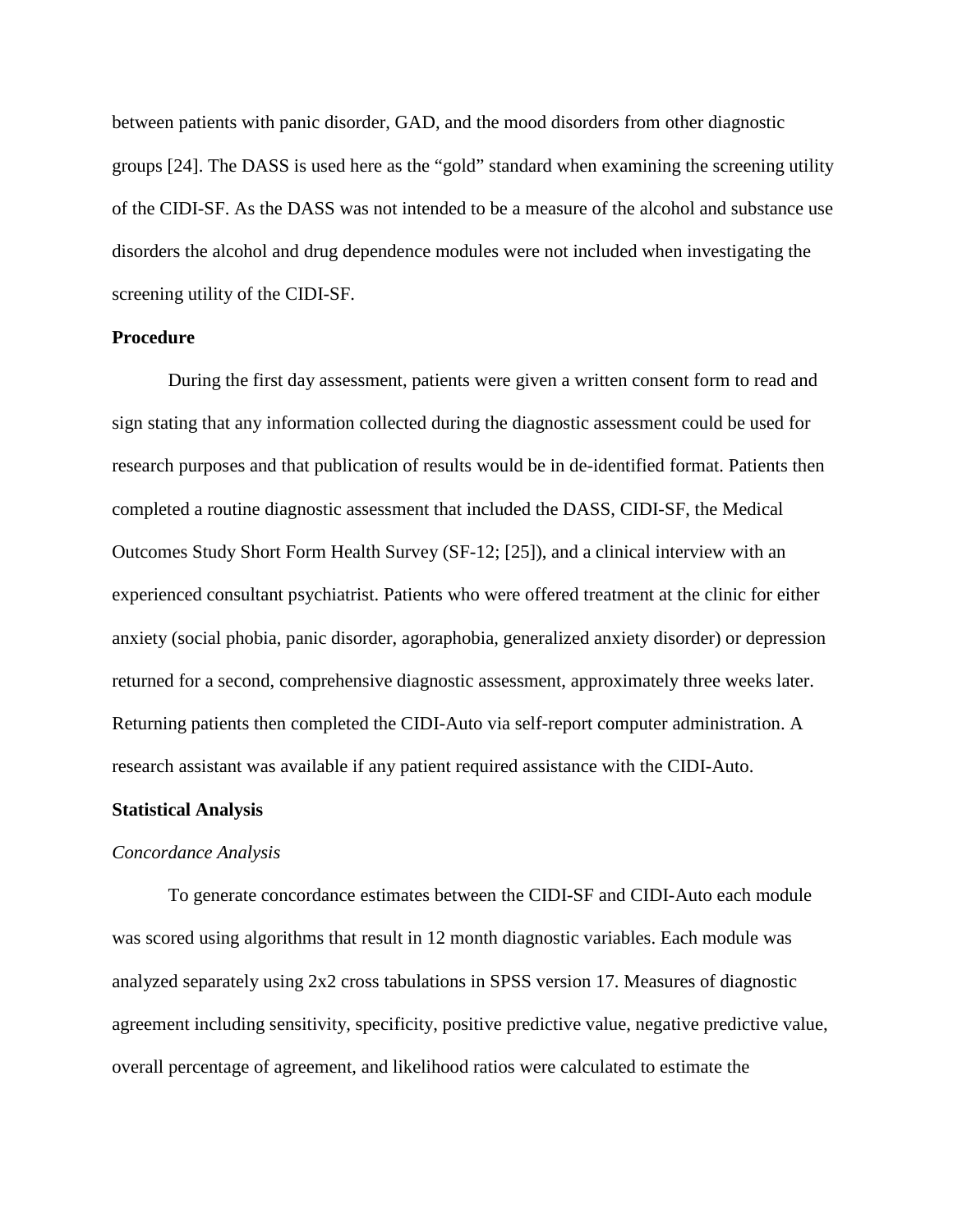between patients with panic disorder, GAD, and the mood disorders from other diagnostic groups [24]. The DASS is used here as the "gold" standard when examining the screening utility of the CIDI-SF. As the DASS was not intended to be a measure of the alcohol and substance use disorders the alcohol and drug dependence modules were not included when investigating the screening utility of the CIDI-SF.

**Procedure**

During the first day assessment, patients were given a written consent form to read and sign stating that any information collected during the diagnostic assessment could be used for research purposes and that publication of results would be in de-identified format. Patients then completed a routine diagnostic assessment that included the DASS, CIDI-SF, the Medical Outcomes Study Short Form Health Survey (SF-12; [25]), and a clinical interview with an experienced consultant psychiatrist. Patients who were offered treatment at the clinic for either anxiety (social phobia, panic disorder, agoraphobia, generalized anxiety disorder) or depression returned for a second, comprehensive diagnostic assessment, approximately three weeks later. Returning patients then completed the CIDI-Auto via self-report computer administration. A research assistant was available if any patient required assistance with the CIDI-Auto.

**Statistical Analysis**

*Concordance Analysis*

To generate concordance estimates between the CIDI-SF and CIDI-Auto each module was scored using algorithms that result in 12 month diagnostic variables. Each module was analyzed separately using 2x2 cross tabulations in SPSS version 17. Measures of diagnostic agreement including sensitivity, specificity, positive predictive value, negative predictive value, overall percentage of agreement, and likelihood ratios were calculated to estimate the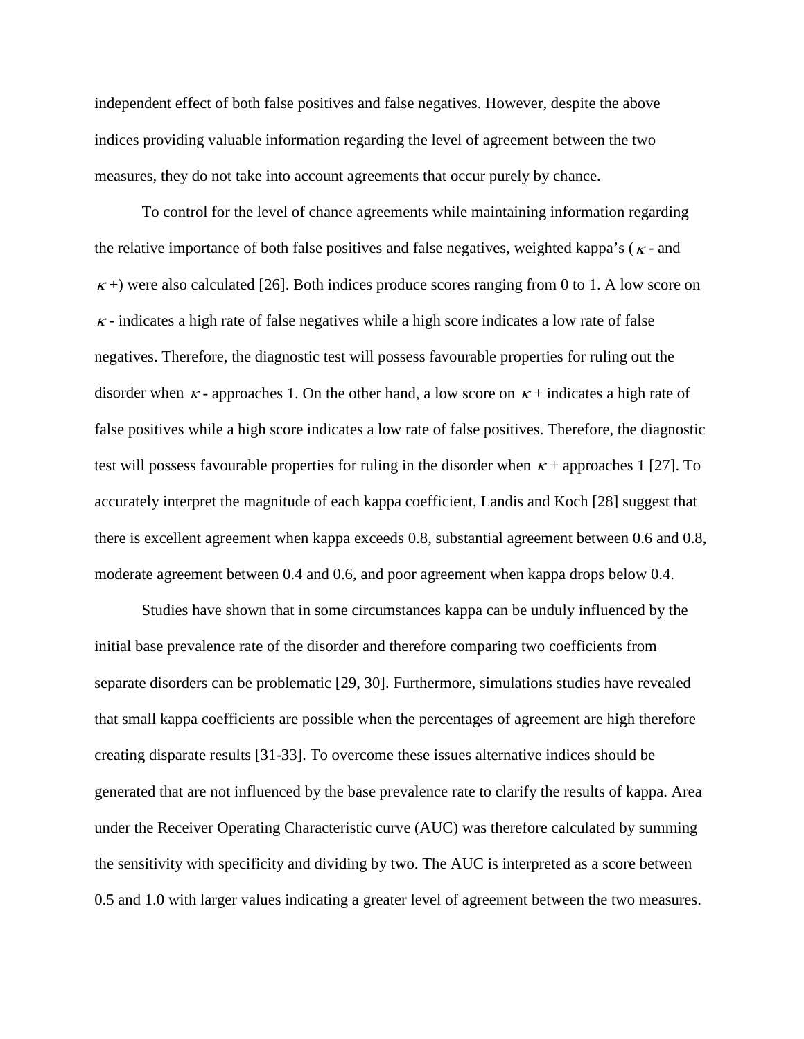independent effect of both false positives and false negatives. However, despite the above indices providing valuable information regarding the level of agreement between the two measures, they do not take into account agreements that occur purely by chance.

To control for the level of chance agreements while maintaining information regarding the relative importance of both false positives and false negatives, weighted kappa's ($\kappa$- and $\kappa$+) were also calculated [26]. Both indices produce scores ranging from 0 to 1. A low score on $\kappa$- indicates a high rate of false negatives while a high score indicates a low rate of false negatives. Therefore, the diagnostic test will possess favourable properties for ruling out the disorder when $\kappa$- approaches 1. On the other hand, a low score on $\kappa$+ indicates a high rate of false positives while a high score indicates a low rate of false positives. Therefore, the diagnostic test will possess favourable properties for ruling in the disorder when $\kappa$+ approaches 1 [27]. To accurately interpret the magnitude of each kappa coefficient, Landis and Koch [28] suggest that there is excellent agreement when kappa exceeds 0.8, substantial agreement between 0.6 and 0.8, moderate agreement between 0.4 and 0.6, and poor agreement when kappa drops below 0.4.

Studies have shown that in some circumstances kappa can be unduly influenced by the initial base prevalence rate of the disorder and therefore comparing two coefficients from separate disorders can be problematic [29, 30]. Furthermore, simulations studies have revealed that small kappa coefficients are possible when the percentages of agreement are high therefore creating disparate results [31-33]. To overcome these issues alternative indices should be generated that are not influenced by the base prevalence rate to clarify the results of kappa. Area under the Receiver Operating Characteristic curve (AUC) was therefore calculated by summing the sensitivity with specificity and dividing by two. The AUC is interpreted as a score between 0.5 and 1.0 with larger values indicating a greater level of agreement between the two measures.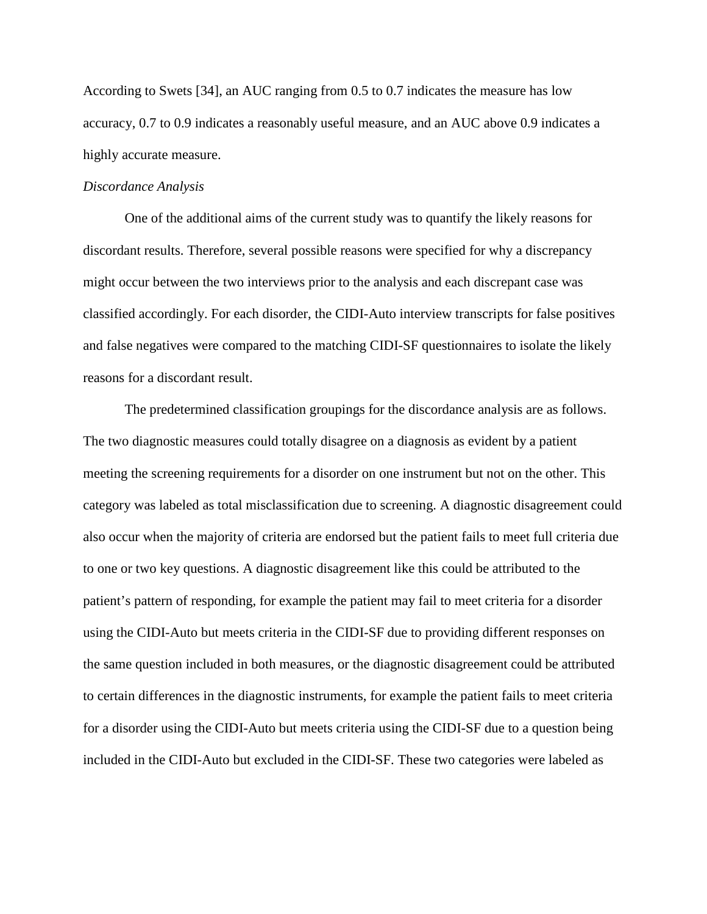According to Swets [34], an AUC ranging from 0.5 to 0.7 indicates the measure has low accuracy, 0.7 to 0.9 indicates a reasonably useful measure, and an AUC above 0.9 indicates a highly accurate measure.

*Discordance Analysis*

One of the additional aims of the current study was to quantify the likely reasons for discordant results. Therefore, several possible reasons were specified for why a discrepancy might occur between the two interviews prior to the analysis and each discrepant case was classified accordingly. For each disorder, the CIDI-Auto interview transcripts for false positives and false negatives were compared to the matching CIDI-SF questionnaires to isolate the likely reasons for a discordant result.

The predetermined classification groupings for the discordance analysis are as follows. The two diagnostic measures could totally disagree on a diagnosis as evident by a patient meeting the screening requirements for a disorder on one instrument but not on the other. This category was labeled as total misclassification due to screening. A diagnostic disagreement could also occur when the majority of criteria are endorsed but the patient fails to meet full criteria due to one or two key questions. A diagnostic disagreement like this could be attributed to the patient's pattern of responding, for example the patient may fail to meet criteria for a disorder using the CIDI-Auto but meets criteria in the CIDI-SF due to providing different responses on the same question included in both measures, or the diagnostic disagreement could be attributed to certain differences in the diagnostic instruments, for example the patient fails to meet criteria for a disorder using the CIDI-Auto but meets criteria using the CIDI-SF due to a question being included in the CIDI-Auto but excluded in the CIDI-SF. These two categories were labeled as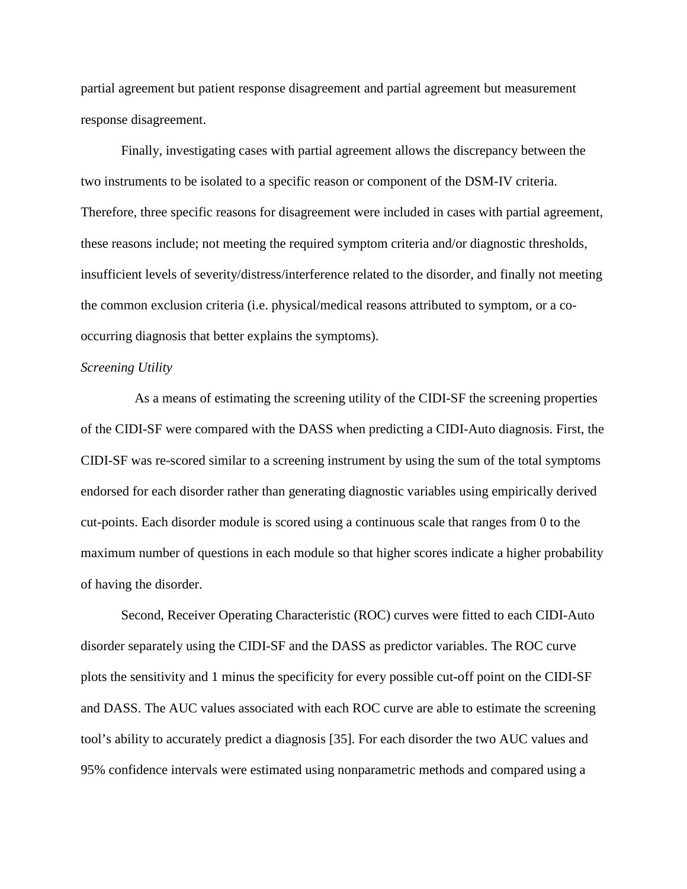partial agreement but patient response disagreement and partial agreement but measurement response disagreement.

Finally, investigating cases with partial agreement allows the discrepancy between the two instruments to be isolated to a specific reason or component of the DSM-IV criteria. Therefore, three specific reasons for disagreement were included in cases with partial agreement, these reasons include; not meeting the required symptom criteria and/or diagnostic thresholds, insufficient levels of severity/distress/interference related to the disorder, and finally not meeting the common exclusion criteria (i.e. physical/medical reasons attributed to symptom, or a co-occurring diagnosis that better explains the symptoms).

*Screening Utility*

As a means of estimating the screening utility of the CIDI-SF the screening properties of the CIDI-SF were compared with the DASS when predicting a CIDI-Auto diagnosis. First, the CIDI-SF was re-scored similar to a screening instrument by using the sum of the total symptoms endorsed for each disorder rather than generating diagnostic variables using empirically derived cut-points. Each disorder module is scored using a continuous scale that ranges from 0 to the maximum number of questions in each module so that higher scores indicate a higher probability of having the disorder.

Second, Receiver Operating Characteristic (ROC) curves were fitted to each CIDI-Auto disorder separately using the CIDI-SF and the DASS as predictor variables. The ROC curve plots the sensitivity and 1 minus the specificity for every possible cut-off point on the CIDI-SF and DASS. The AUC values associated with each ROC curve are able to estimate the screening tool's ability to accurately predict a diagnosis [35]. For each disorder the two AUC values and 95% confidence intervals were estimated using nonparametric methods and compared using a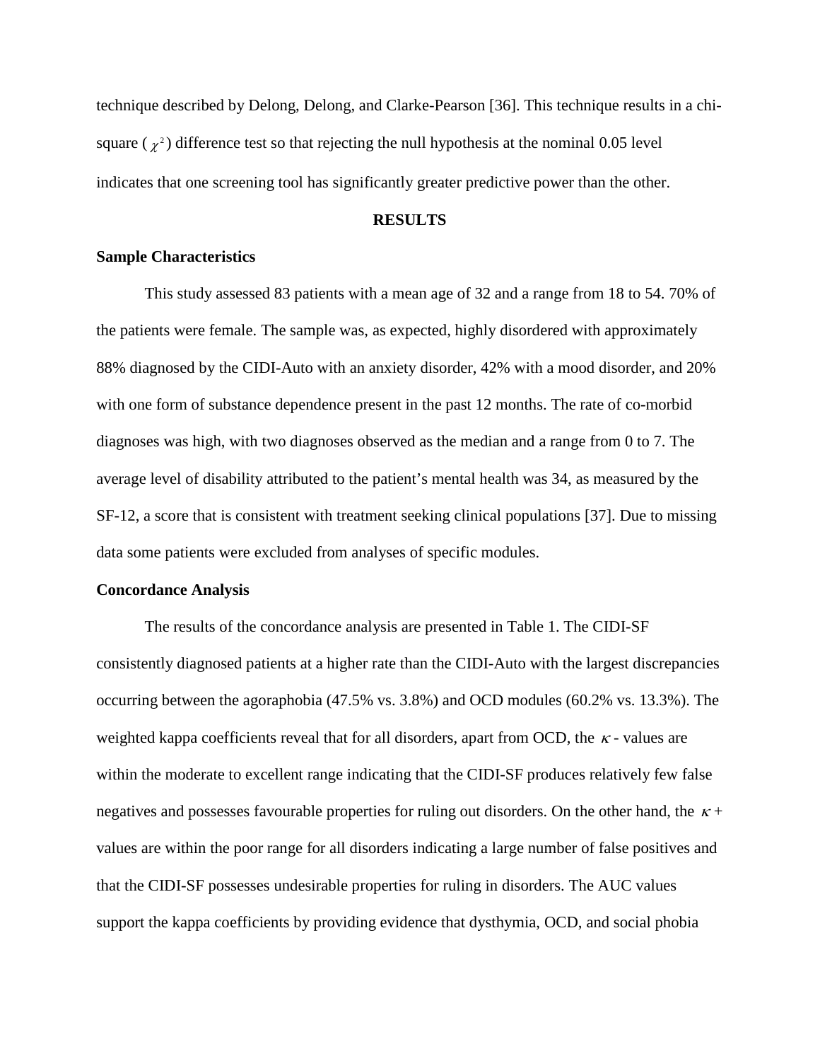technique described by Delong, Delong, and Clarke-Pearson [36]. This technique results in a chi-square ($\chi^2$) difference test so that rejecting the null hypothesis at the nominal 0.05 level indicates that one screening tool has significantly greater predictive power than the other.

## RESULTS

### Sample Characteristics

This study assessed 83 patients with a mean age of 32 and a range from 18 to 54. 70% of the patients were female. The sample was, as expected, highly disordered with approximately 88% diagnosed by the CIDI-Auto with an anxiety disorder, 42% with a mood disorder, and 20% with one form of substance dependence present in the past 12 months. The rate of co-morbid diagnoses was high, with two diagnoses observed as the median and a range from 0 to 7. The average level of disability attributed to the patient's mental health was 34, as measured by the SF-12, a score that is consistent with treatment seeking clinical populations [37]. Due to missing data some patients were excluded from analyses of specific modules.

### Concordance Analysis

The results of the concordance analysis are presented in Table 1. The CIDI-SF consistently diagnosed patients at a higher rate than the CIDI-Auto with the largest discrepancies occurring between the agoraphobia (47.5% vs. 3.8%) and OCD modules (60.2% vs. 13.3%). The weighted kappa coefficients reveal that for all disorders, apart from OCD, the $\kappa$- values are within the moderate to excellent range indicating that the CIDI-SF produces relatively few false negatives and possesses favourable properties for ruling out disorders. On the other hand, the $\kappa$+ values are within the poor range for all disorders indicating a large number of false positives and that the CIDI-SF possesses undesirable properties for ruling in disorders. The AUC values support the kappa coefficients by providing evidence that dysthymia, OCD, and social phobia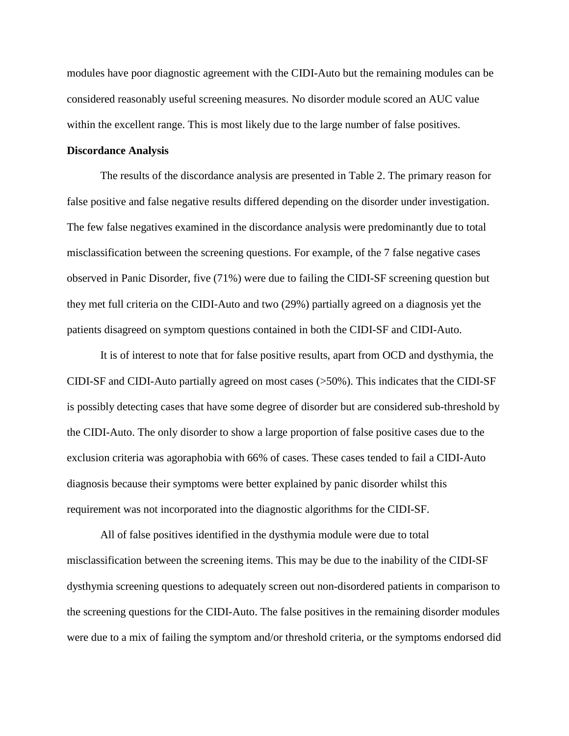modules have poor diagnostic agreement with the CIDI-Auto but the remaining modules can be considered reasonably useful screening measures. No disorder module scored an AUC value within the excellent range. This is most likely due to the large number of false positives.

**Discordance Analysis**

The results of the discordance analysis are presented in Table 2. The primary reason for false positive and false negative results differed depending on the disorder under investigation. The few false negatives examined in the discordance analysis were predominantly due to total misclassification between the screening questions. For example, of the 7 false negative cases observed in Panic Disorder, five (71%) were due to failing the CIDI-SF screening question but they met full criteria on the CIDI-Auto and two (29%) partially agreed on a diagnosis yet the patients disagreed on symptom questions contained in both the CIDI-SF and CIDI-Auto.

It is of interest to note that for false positive results, apart from OCD and dysthymia, the CIDI-SF and CIDI-Auto partially agreed on most cases (>50%). This indicates that the CIDI-SF is possibly detecting cases that have some degree of disorder but are considered sub-threshold by the CIDI-Auto. The only disorder to show a large proportion of false positive cases due to the exclusion criteria was agoraphobia with 66% of cases. These cases tended to fail a CIDI-Auto diagnosis because their symptoms were better explained by panic disorder whilst this requirement was not incorporated into the diagnostic algorithms for the CIDI-SF.

All of false positives identified in the dysthymia module were due to total misclassification between the screening items. This may be due to the inability of the CIDI-SF dysthymia screening questions to adequately screen out non-disordered patients in comparison to the screening questions for the CIDI-Auto. The false positives in the remaining disorder modules were due to a mix of failing the symptom and/or threshold criteria, or the symptoms endorsed did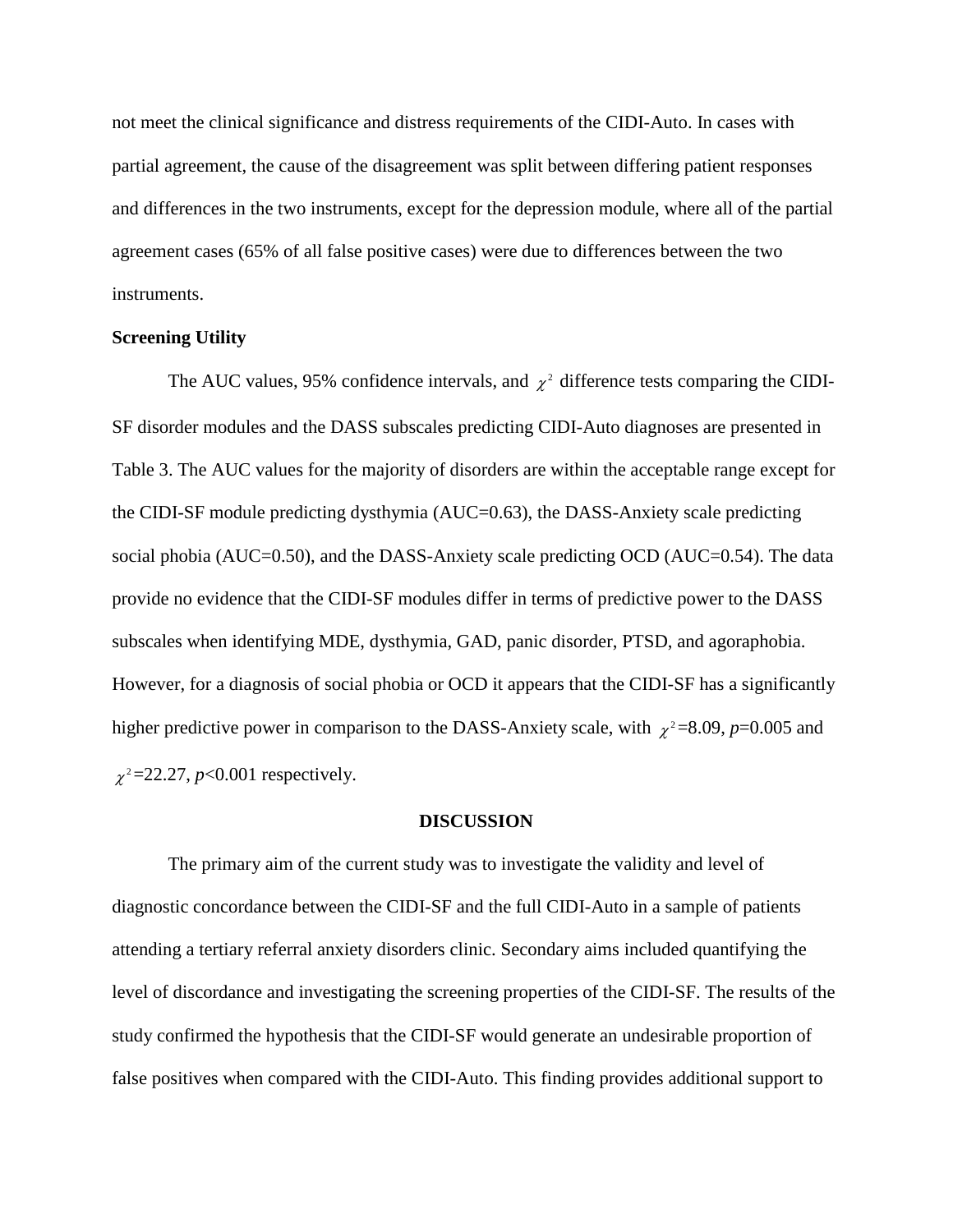not meet the clinical significance and distress requirements of the CIDI-Auto. In cases with partial agreement, the cause of the disagreement was split between differing patient responses and differences in the two instruments, except for the depression module, where all of the partial agreement cases (65% of all false positive cases) were due to differences between the two instruments.

**Screening Utility**

The AUC values, 95% confidence intervals, and $\chi^2$ difference tests comparing the CIDI-SF disorder modules and the DASS subscales predicting CIDI-Auto diagnoses are presented in Table 3. The AUC values for the majority of disorders are within the acceptable range except for the CIDI-SF module predicting dysthymia (AUC=0.63), the DASS-Anxiety scale predicting social phobia (AUC=0.50), and the DASS-Anxiety scale predicting OCD (AUC=0.54). The data provide no evidence that the CIDI-SF modules differ in terms of predictive power to the DASS subscales when identifying MDE, dysthymia, GAD, panic disorder, PTSD, and agoraphobia. However, for a diagnosis of social phobia or OCD it appears that the CIDI-SF has a significantly higher predictive power in comparison to the DASS-Anxiety scale, with $\chi^2$=8.09, $p$=0.005 and $\chi^2$=22.27, $p$<0.001 respectively.

## DISCUSSION

The primary aim of the current study was to investigate the validity and level of diagnostic concordance between the CIDI-SF and the full CIDI-Auto in a sample of patients attending a tertiary referral anxiety disorders clinic. Secondary aims included quantifying the level of discordance and investigating the screening properties of the CIDI-SF. The results of the study confirmed the hypothesis that the CIDI-SF would generate an undesirable proportion of false positives when compared with the CIDI-Auto. This finding provides additional support to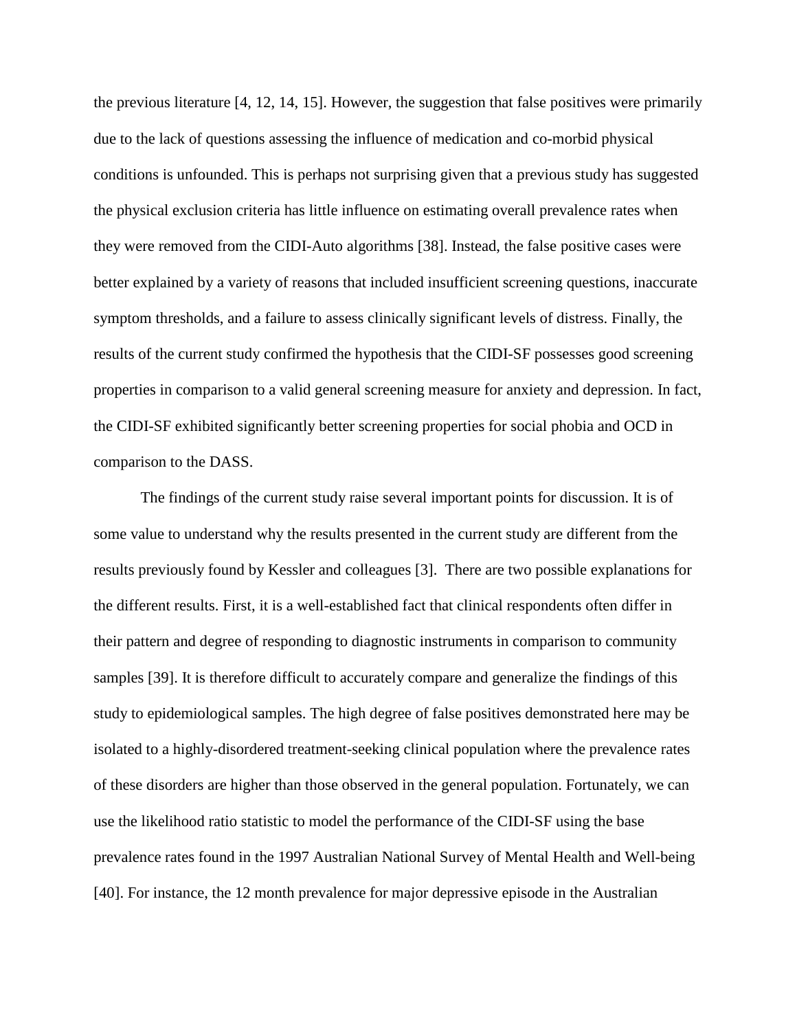the previous literature [4, 12, 14, 15]. However, the suggestion that false positives were primarily due to the lack of questions assessing the influence of medication and co-morbid physical conditions is unfounded. This is perhaps not surprising given that a previous study has suggested the physical exclusion criteria has little influence on estimating overall prevalence rates when they were removed from the CIDI-Auto algorithms [38]. Instead, the false positive cases were better explained by a variety of reasons that included insufficient screening questions, inaccurate symptom thresholds, and a failure to assess clinically significant levels of distress. Finally, the results of the current study confirmed the hypothesis that the CIDI-SF possesses good screening properties in comparison to a valid general screening measure for anxiety and depression. In fact, the CIDI-SF exhibited significantly better screening properties for social phobia and OCD in comparison to the DASS.

The findings of the current study raise several important points for discussion. It is of some value to understand why the results presented in the current study are different from the results previously found by Kessler and colleagues [3]. There are two possible explanations for the different results. First, it is a well-established fact that clinical respondents often differ in their pattern and degree of responding to diagnostic instruments in comparison to community samples [39]. It is therefore difficult to accurately compare and generalize the findings of this study to epidemiological samples. The high degree of false positives demonstrated here may be isolated to a highly-disordered treatment-seeking clinical population where the prevalence rates of these disorders are higher than those observed in the general population. Fortunately, we can use the likelihood ratio statistic to model the performance of the CIDI-SF using the base prevalence rates found in the 1997 Australian National Survey of Mental Health and Well-being [40]. For instance, the 12 month prevalence for major depressive episode in the Australian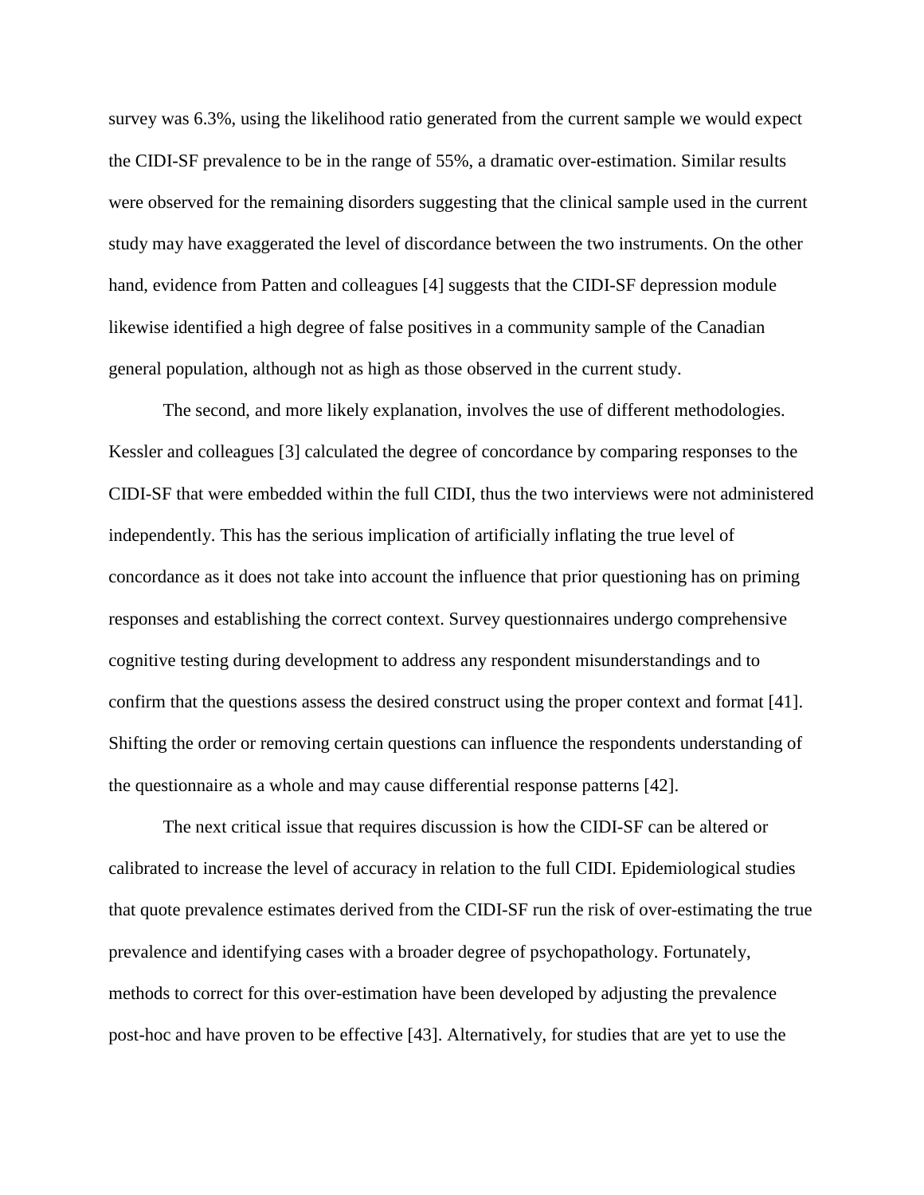survey was 6.3%, using the likelihood ratio generated from the current sample we would expect the CIDI-SF prevalence to be in the range of 55%, a dramatic over-estimation. Similar results were observed for the remaining disorders suggesting that the clinical sample used in the current study may have exaggerated the level of discordance between the two instruments. On the other hand, evidence from Patten and colleagues [4] suggests that the CIDI-SF depression module likewise identified a high degree of false positives in a community sample of the Canadian general population, although not as high as those observed in the current study.

The second, and more likely explanation, involves the use of different methodologies. Kessler and colleagues [3] calculated the degree of concordance by comparing responses to the CIDI-SF that were embedded within the full CIDI, thus the two interviews were not administered independently. This has the serious implication of artificially inflating the true level of concordance as it does not take into account the influence that prior questioning has on priming responses and establishing the correct context. Survey questionnaires undergo comprehensive cognitive testing during development to address any respondent misunderstandings and to confirm that the questions assess the desired construct using the proper context and format [41]. Shifting the order or removing certain questions can influence the respondents understanding of the questionnaire as a whole and may cause differential response patterns [42].

The next critical issue that requires discussion is how the CIDI-SF can be altered or calibrated to increase the level of accuracy in relation to the full CIDI. Epidemiological studies that quote prevalence estimates derived from the CIDI-SF run the risk of over-estimating the true prevalence and identifying cases with a broader degree of psychopathology. Fortunately, methods to correct for this over-estimation have been developed by adjusting the prevalence post-hoc and have proven to be effective [43]. Alternatively, for studies that are yet to use the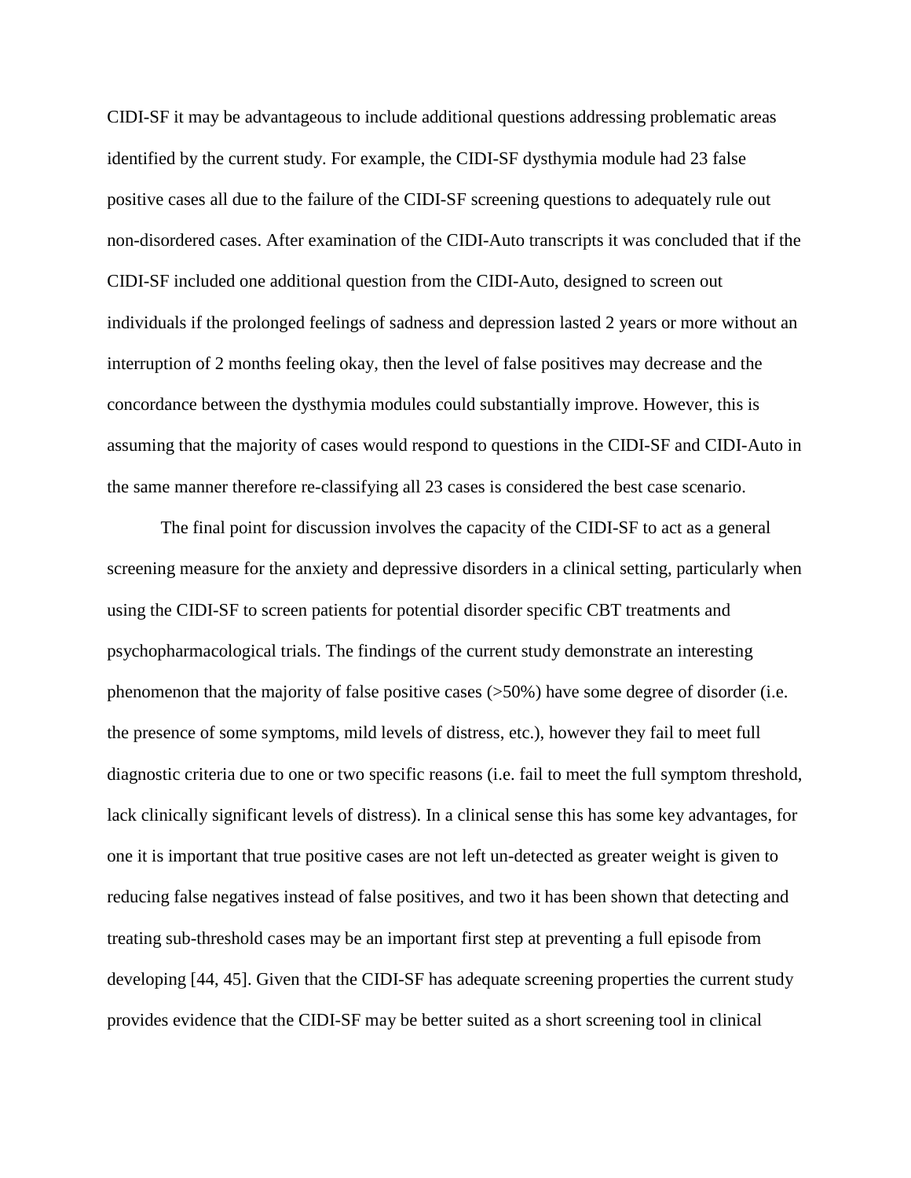CIDI-SF it may be advantageous to include additional questions addressing problematic areas identified by the current study. For example, the CIDI-SF dysthymia module had 23 false positive cases all due to the failure of the CIDI-SF screening questions to adequately rule out non-disordered cases. After examination of the CIDI-Auto transcripts it was concluded that if the CIDI-SF included one additional question from the CIDI-Auto, designed to screen out individuals if the prolonged feelings of sadness and depression lasted 2 years or more without an interruption of 2 months feeling okay, then the level of false positives may decrease and the concordance between the dysthymia modules could substantially improve. However, this is assuming that the majority of cases would respond to questions in the CIDI-SF and CIDI-Auto in the same manner therefore re-classifying all 23 cases is considered the best case scenario.

The final point for discussion involves the capacity of the CIDI-SF to act as a general screening measure for the anxiety and depressive disorders in a clinical setting, particularly when using the CIDI-SF to screen patients for potential disorder specific CBT treatments and psychopharmacological trials. The findings of the current study demonstrate an interesting phenomenon that the majority of false positive cases (>50%) have some degree of disorder (i.e. the presence of some symptoms, mild levels of distress, etc.), however they fail to meet full diagnostic criteria due to one or two specific reasons (i.e. fail to meet the full symptom threshold, lack clinically significant levels of distress). In a clinical sense this has some key advantages, for one it is important that true positive cases are not left un-detected as greater weight is given to reducing false negatives instead of false positives, and two it has been shown that detecting and treating sub-threshold cases may be an important first step at preventing a full episode from developing [44, 45]. Given that the CIDI-SF has adequate screening properties the current study provides evidence that the CIDI-SF may be better suited as a short screening tool in clinical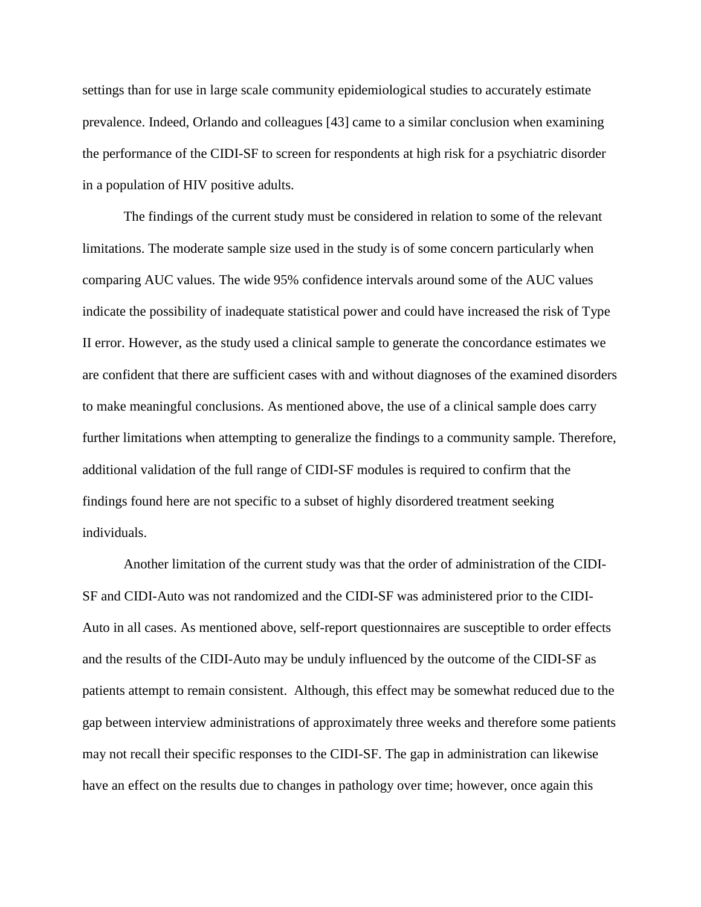settings than for use in large scale community epidemiological studies to accurately estimate prevalence. Indeed, Orlando and colleagues [43] came to a similar conclusion when examining the performance of the CIDI-SF to screen for respondents at high risk for a psychiatric disorder in a population of HIV positive adults.

The findings of the current study must be considered in relation to some of the relevant limitations. The moderate sample size used in the study is of some concern particularly when comparing AUC values. The wide 95% confidence intervals around some of the AUC values indicate the possibility of inadequate statistical power and could have increased the risk of Type II error. However, as the study used a clinical sample to generate the concordance estimates we are confident that there are sufficient cases with and without diagnoses of the examined disorders to make meaningful conclusions. As mentioned above, the use of a clinical sample does carry further limitations when attempting to generalize the findings to a community sample. Therefore, additional validation of the full range of CIDI-SF modules is required to confirm that the findings found here are not specific to a subset of highly disordered treatment seeking individuals.

Another limitation of the current study was that the order of administration of the CIDI-SF and CIDI-Auto was not randomized and the CIDI-SF was administered prior to the CIDI-Auto in all cases. As mentioned above, self-report questionnaires are susceptible to order effects and the results of the CIDI-Auto may be unduly influenced by the outcome of the CIDI-SF as patients attempt to remain consistent.  Although, this effect may be somewhat reduced due to the gap between interview administrations of approximately three weeks and therefore some patients may not recall their specific responses to the CIDI-SF. The gap in administration can likewise have an effect on the results due to changes in pathology over time; however, once again this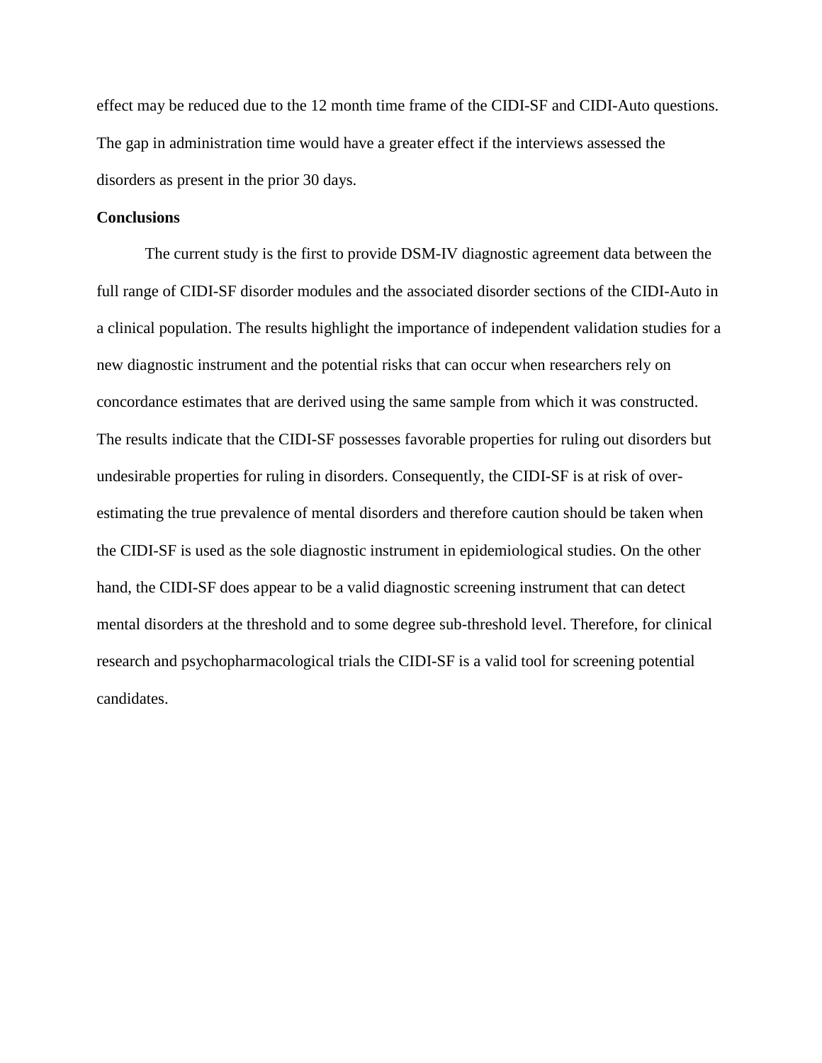effect may be reduced due to the 12 month time frame of the CIDI-SF and CIDI-Auto questions. The gap in administration time would have a greater effect if the interviews assessed the disorders as present in the prior 30 days.

**Conclusions**

The current study is the first to provide DSM-IV diagnostic agreement data between the full range of CIDI-SF disorder modules and the associated disorder sections of the CIDI-Auto in a clinical population. The results highlight the importance of independent validation studies for a new diagnostic instrument and the potential risks that can occur when researchers rely on concordance estimates that are derived using the same sample from which it was constructed. The results indicate that the CIDI-SF possesses favorable properties for ruling out disorders but undesirable properties for ruling in disorders. Consequently, the CIDI-SF is at risk of over-estimating the true prevalence of mental disorders and therefore caution should be taken when the CIDI-SF is used as the sole diagnostic instrument in epidemiological studies. On the other hand, the CIDI-SF does appear to be a valid diagnostic screening instrument that can detect mental disorders at the threshold and to some degree sub-threshold level. Therefore, for clinical research and psychopharmacological trials the CIDI-SF is a valid tool for screening potential candidates.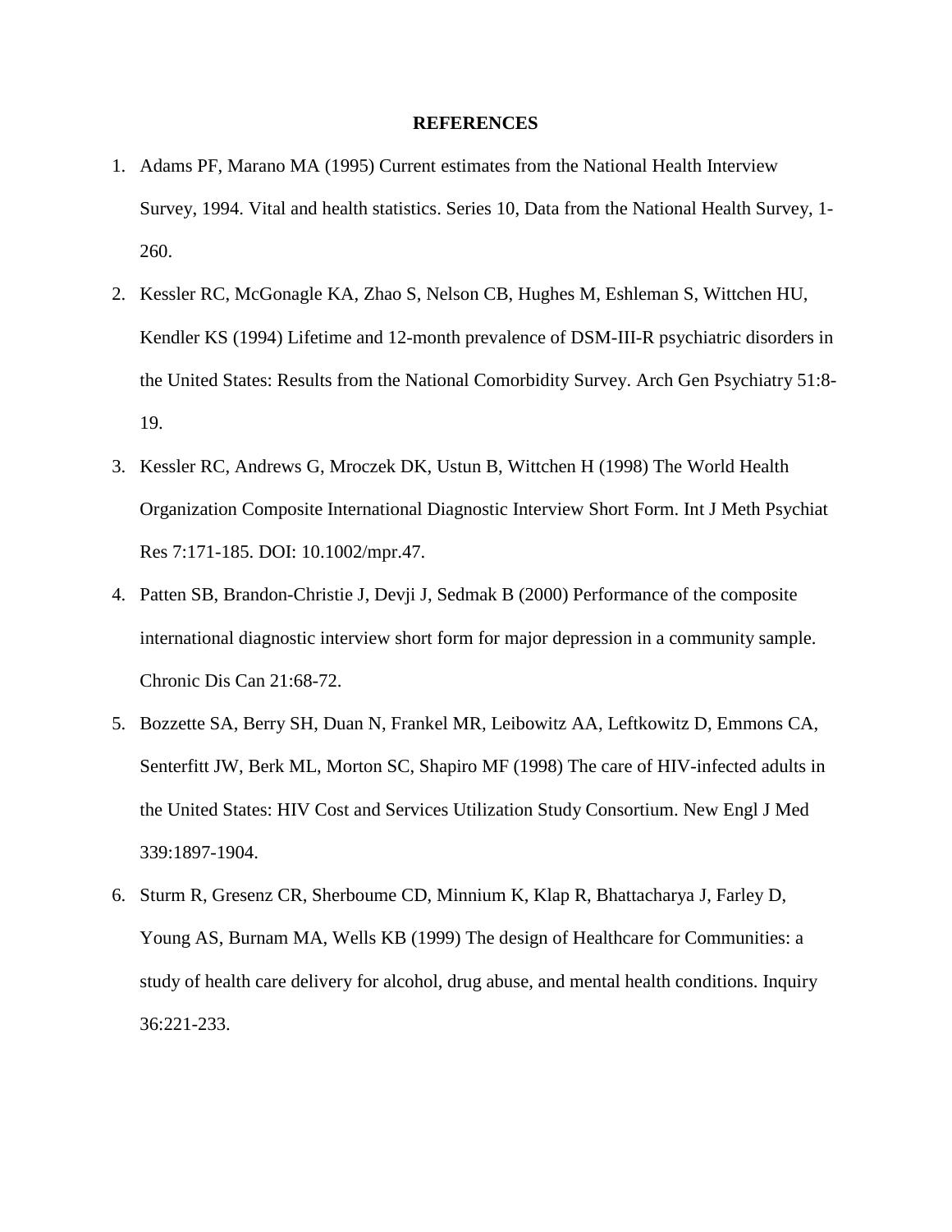**REFERENCES**

1. Adams PF, Marano MA (1995) Current estimates from the National Health Interview Survey, 1994. Vital and health statistics. Series 10, Data from the National Health Survey, 1-260.
2. Kessler RC, McGonagle KA, Zhao S, Nelson CB, Hughes M, Eshleman S, Wittchen HU, Kendler KS (1994) Lifetime and 12-month prevalence of DSM-III-R psychiatric disorders in the United States: Results from the National Comorbidity Survey. Arch Gen Psychiatry 51:8-19.
3. Kessler RC, Andrews G, Mroczek DK, Ustun B, Wittchen H (1998) The World Health Organization Composite International Diagnostic Interview Short Form. Int J Meth Psychiat Res 7:171-185. DOI: 10.1002/mpr.47.
4. Patten SB, Brandon-Christie J, Devji J, Sedmak B (2000) Performance of the composite international diagnostic interview short form for major depression in a community sample. Chronic Dis Can 21:68-72.
5. Bozzette SA, Berry SH, Duan N, Frankel MR, Leibowitz AA, Leftkowitz D, Emmons CA, Senterfitt JW, Berk ML, Morton SC, Shapiro MF (1998) The care of HIV-infected adults in the United States: HIV Cost and Services Utilization Study Consortium. New Engl J Med 339:1897-1904.
6. Sturm R, Gresenz CR, Sherboume CD, Minnium K, Klap R, Bhattacharya J, Farley D, Young AS, Burnam MA, Wells KB (1999) The design of Healthcare for Communities: a study of health care delivery for alcohol, drug abuse, and mental health conditions. Inquiry 36:221-233.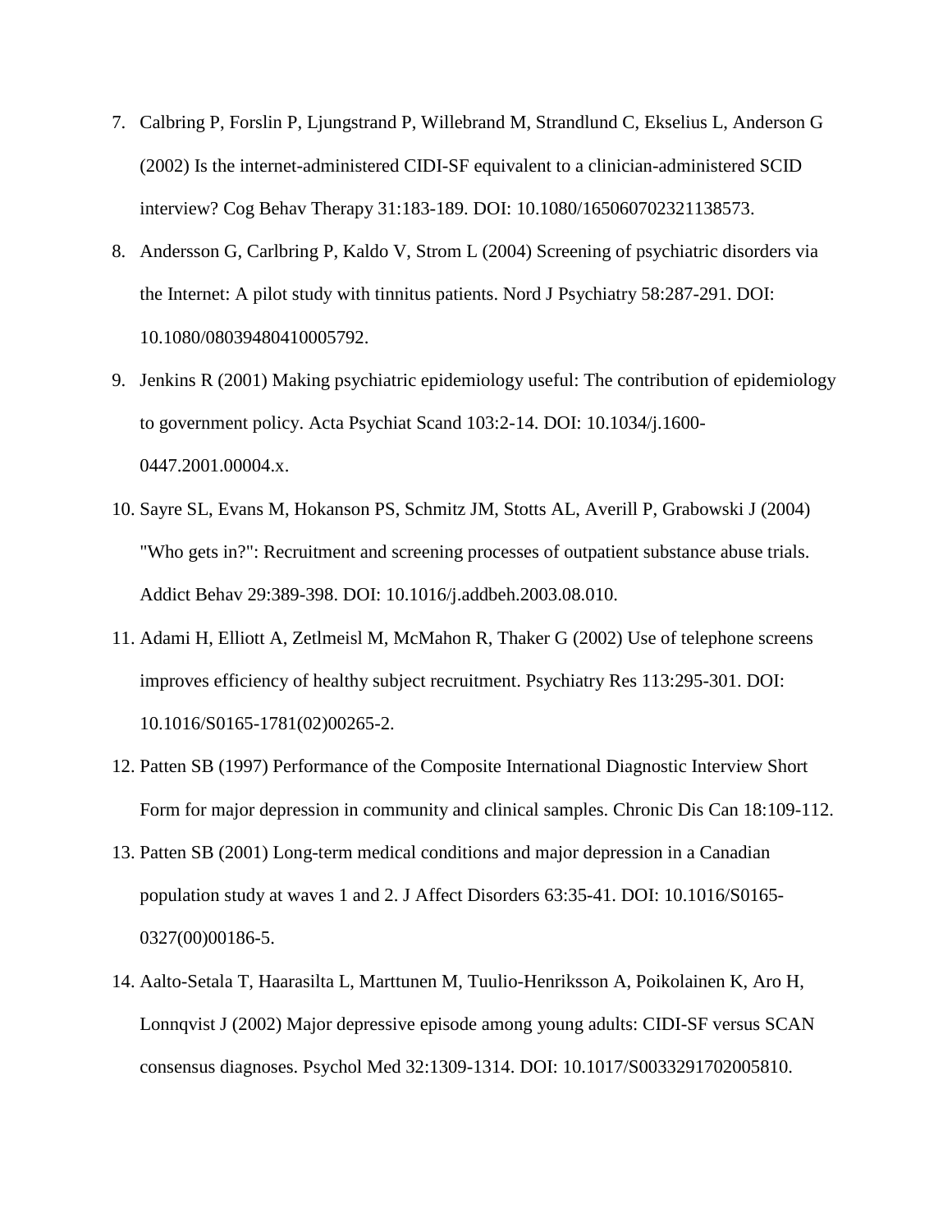7. Calbring P, Forslin P, Ljungstrand P, Willebrand M, Strandlund C, Ekselius L, Anderson G (2002) Is the internet-administered CIDI-SF equivalent to a clinician-administered SCID interview? Cog Behav Therapy 31:183-189. DOI: 10.1080/165060702321138573.
8. Andersson G, Carlbring P, Kaldo V, Strom L (2004) Screening of psychiatric disorders via the Internet: A pilot study with tinnitus patients. Nord J Psychiatry 58:287-291. DOI: 10.1080/08039480410005792.
9. Jenkins R (2001) Making psychiatric epidemiology useful: The contribution of epidemiology to government policy. Acta Psychiat Scand 103:2-14. DOI: 10.1034/j.1600-0447.2001.00004.x.
10. Sayre SL, Evans M, Hokanson PS, Schmitz JM, Stotts AL, Averill P, Grabowski J (2004) "Who gets in?": Recruitment and screening processes of outpatient substance abuse trials. Addict Behav 29:389-398. DOI: 10.1016/j.addbeh.2003.08.010.
11. Adami H, Elliott A, Zetlmeisl M, McMahon R, Thaker G (2002) Use of telephone screens improves efficiency of healthy subject recruitment. Psychiatry Res 113:295-301. DOI: 10.1016/S0165-1781(02)00265-2.
12. Patten SB (1997) Performance of the Composite International Diagnostic Interview Short Form for major depression in community and clinical samples. Chronic Dis Can 18:109-112.
13. Patten SB (2001) Long-term medical conditions and major depression in a Canadian population study at waves 1 and 2. J Affect Disorders 63:35-41. DOI: 10.1016/S0165-0327(00)00186-5.
14. Aalto-Setala T, Haarasilta L, Marttunen M, Tuulio-Henriksson A, Poikolainen K, Aro H, Lonnqvist J (2002) Major depressive episode among young adults: CIDI-SF versus SCAN consensus diagnoses. Psychol Med 32:1309-1314. DOI: 10.1017/S0033291702005810.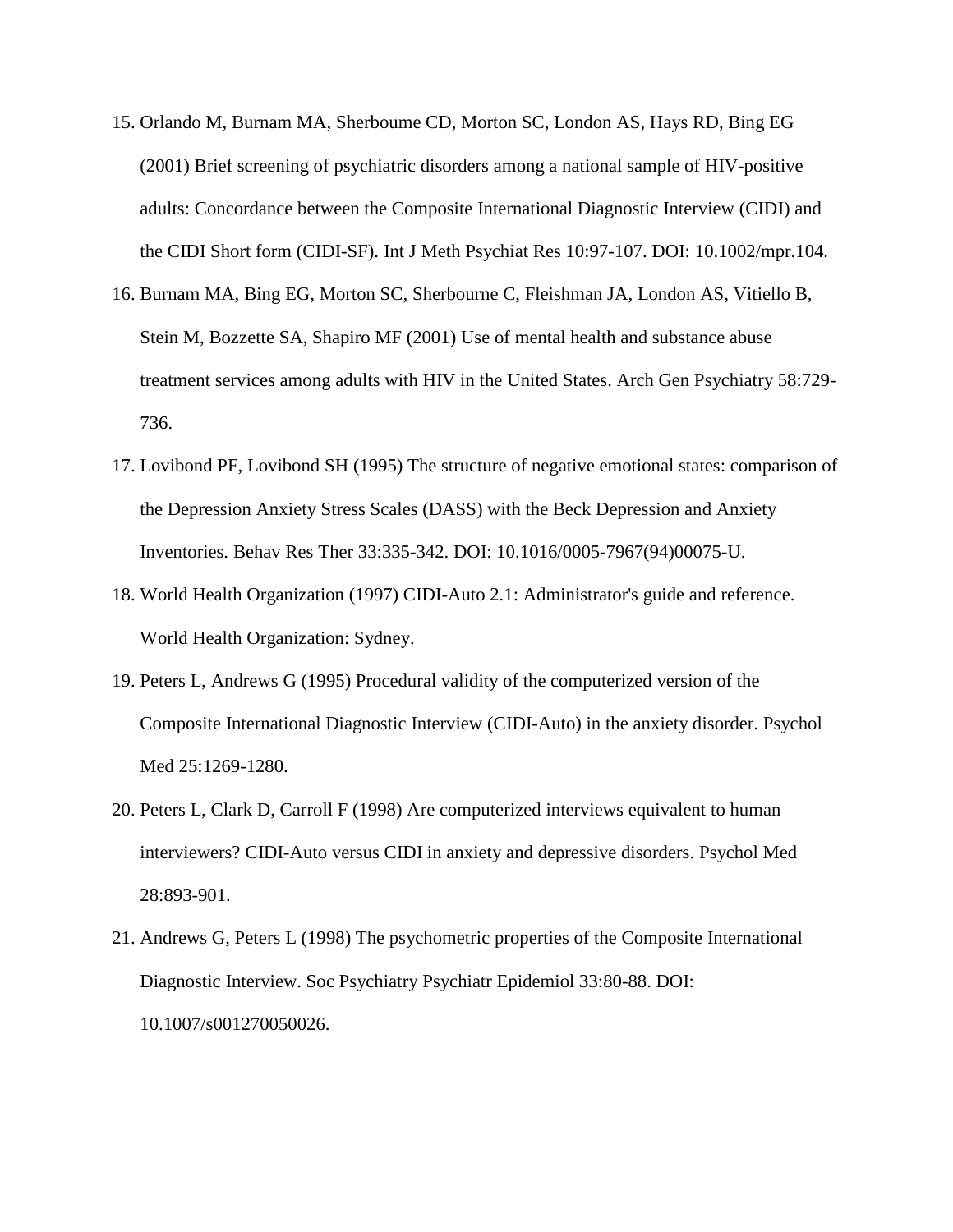15. Orlando M, Burnam MA, Sherboume CD, Morton SC, London AS, Hays RD, Bing EG (2001) Brief screening of psychiatric disorders among a national sample of HIV-positive adults: Concordance between the Composite International Diagnostic Interview (CIDI) and the CIDI Short form (CIDI-SF). Int J Meth Psychiat Res 10:97-107. DOI: 10.1002/mpr.104.
16. Burnam MA, Bing EG, Morton SC, Sherbourne C, Fleishman JA, London AS, Vitiello B, Stein M, Bozzette SA, Shapiro MF (2001) Use of mental health and substance abuse treatment services among adults with HIV in the United States. Arch Gen Psychiatry 58:729-736.
17. Lovibond PF, Lovibond SH (1995) The structure of negative emotional states: comparison of the Depression Anxiety Stress Scales (DASS) with the Beck Depression and Anxiety Inventories. Behav Res Ther 33:335-342. DOI: 10.1016/0005-7967(94)00075-U.
18. World Health Organization (1997) CIDI-Auto 2.1: Administrator's guide and reference. World Health Organization: Sydney.
19. Peters L, Andrews G (1995) Procedural validity of the computerized version of the Composite International Diagnostic Interview (CIDI-Auto) in the anxiety disorder. Psychol Med 25:1269-1280.
20. Peters L, Clark D, Carroll F (1998) Are computerized interviews equivalent to human interviewers? CIDI-Auto versus CIDI in anxiety and depressive disorders. Psychol Med 28:893-901.
21. Andrews G, Peters L (1998) The psychometric properties of the Composite International Diagnostic Interview. Soc Psychiatry Psychiatr Epidemiol 33:80-88. DOI: 10.1007/s001270050026.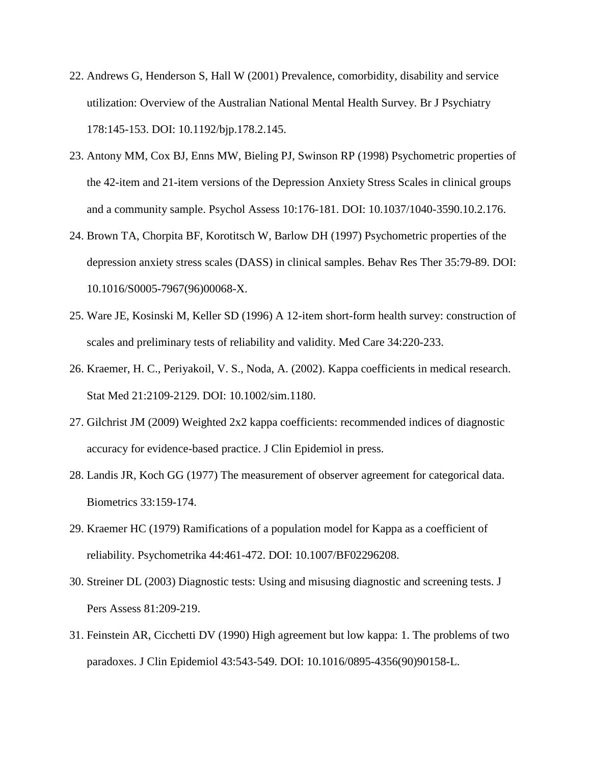22. Andrews G, Henderson S, Hall W (2001) Prevalence, comorbidity, disability and service utilization: Overview of the Australian National Mental Health Survey. Br J Psychiatry 178:145-153. DOI: 10.1192/bjp.178.2.145.

23. Antony MM, Cox BJ, Enns MW, Bieling PJ, Swinson RP (1998) Psychometric properties of the 42-item and 21-item versions of the Depression Anxiety Stress Scales in clinical groups and a community sample. Psychol Assess 10:176-181. DOI: 10.1037/1040-3590.10.2.176.

24. Brown TA, Chorpita BF, Korotitsch W, Barlow DH (1997) Psychometric properties of the depression anxiety stress scales (DASS) in clinical samples. Behav Res Ther 35:79-89. DOI: 10.1016/S0005-7967(96)00068-X.

25. Ware JE, Kosinski M, Keller SD (1996) A 12-item short-form health survey: construction of scales and preliminary tests of reliability and validity. Med Care 34:220-233.

26. Kraemer, H. C., Periyakoil, V. S., Noda, A. (2002). Kappa coefficients in medical research. Stat Med 21:2109-2129. DOI: 10.1002/sim.1180.

27. Gilchrist JM (2009) Weighted 2x2 kappa coefficients: recommended indices of diagnostic accuracy for evidence-based practice. J Clin Epidemiol in press.

28. Landis JR, Koch GG (1977) The measurement of observer agreement for categorical data. Biometrics 33:159-174.

29. Kraemer HC (1979) Ramifications of a population model for Kappa as a coefficient of reliability. Psychometrika 44:461-472. DOI: 10.1007/BF02296208.

30. Streiner DL (2003) Diagnostic tests: Using and misusing diagnostic and screening tests. J Pers Assess 81:209-219.

31. Feinstein AR, Cicchetti DV (1990) High agreement but low kappa: 1. The problems of two paradoxes. J Clin Epidemiol 43:543-549. DOI: 10.1016/0895-4356(90)90158-L.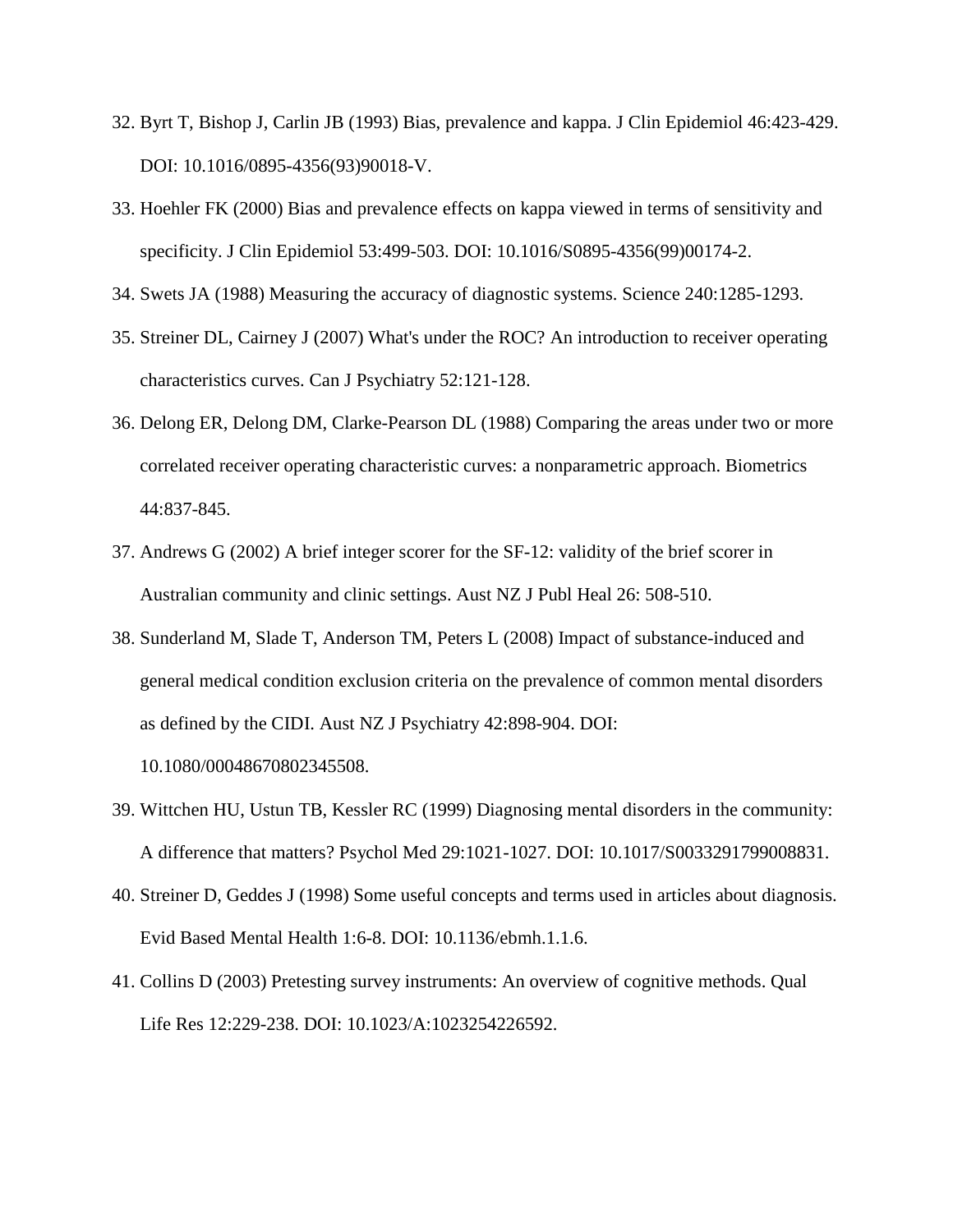32. Byrt T, Bishop J, Carlin JB (1993) Bias, prevalence and kappa. J Clin Epidemiol 46:423-429. DOI: 10.1016/0895-4356(93)90018-V.
33. Hoehler FK (2000) Bias and prevalence effects on kappa viewed in terms of sensitivity and specificity. J Clin Epidemiol 53:499-503. DOI: 10.1016/S0895-4356(99)00174-2.
34. Swets JA (1988) Measuring the accuracy of diagnostic systems. Science 240:1285-1293.
35. Streiner DL, Cairney J (2007) What's under the ROC? An introduction to receiver operating characteristics curves. Can J Psychiatry 52:121-128.
36. Delong ER, Delong DM, Clarke-Pearson DL (1988) Comparing the areas under two or more correlated receiver operating characteristic curves: a nonparametric approach. Biometrics 44:837-845.
37. Andrews G (2002) A brief integer scorer for the SF-12: validity of the brief scorer in Australian community and clinic settings. Aust NZ J Publ Heal 26: 508-510.
38. Sunderland M, Slade T, Anderson TM, Peters L (2008) Impact of substance-induced and general medical condition exclusion criteria on the prevalence of common mental disorders as defined by the CIDI. Aust NZ J Psychiatry 42:898-904. DOI: 10.1080/00048670802345508.
39. Wittchen HU, Ustun TB, Kessler RC (1999) Diagnosing mental disorders in the community: A difference that matters? Psychol Med 29:1021-1027. DOI: 10.1017/S0033291799008831.
40. Streiner D, Geddes J (1998) Some useful concepts and terms used in articles about diagnosis. Evid Based Mental Health 1:6-8. DOI: 10.1136/ebmh.1.1.6.
41. Collins D (2003) Pretesting survey instruments: An overview of cognitive methods. Qual Life Res 12:229-238. DOI: 10.1023/A:1023254226592.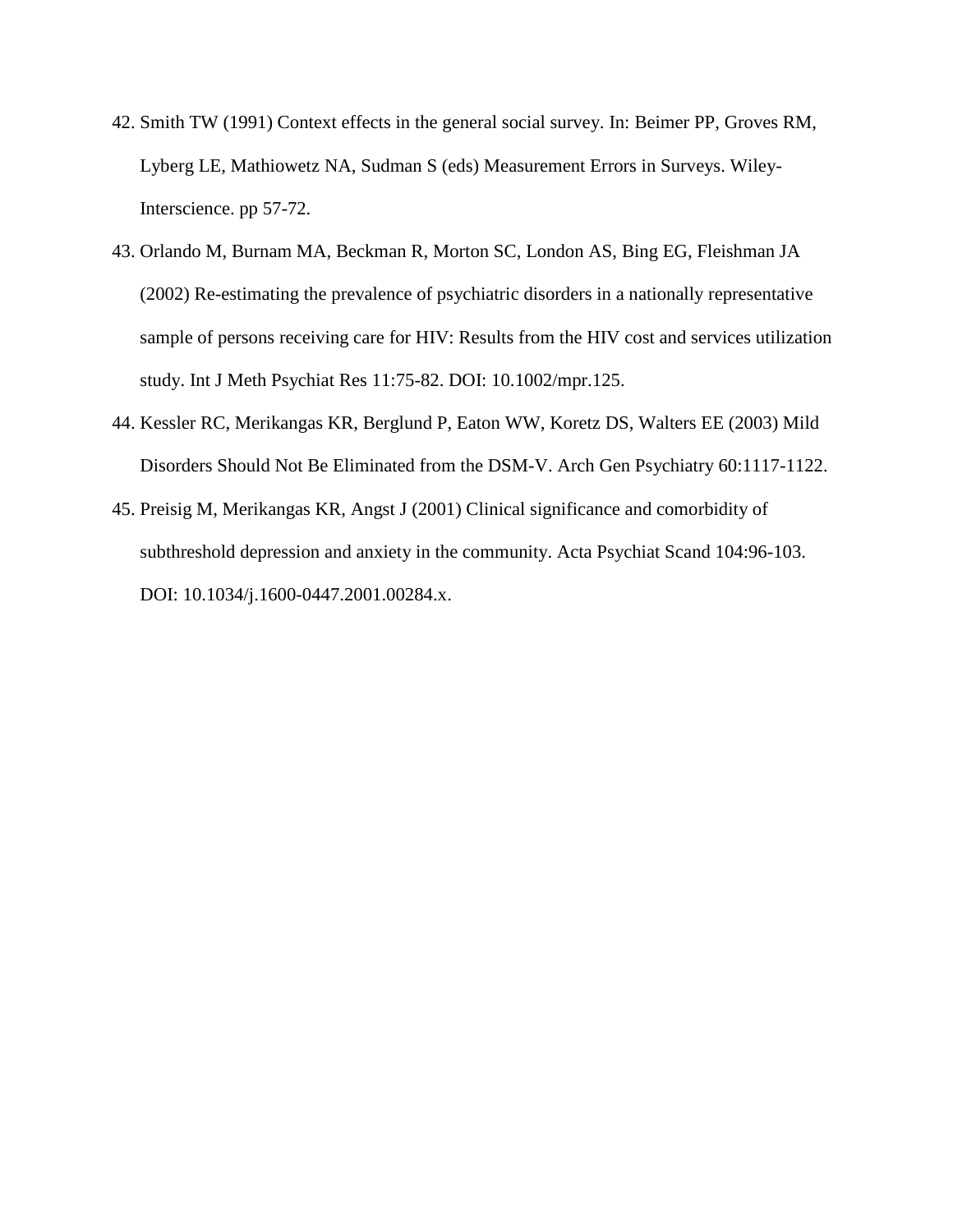42. Smith TW (1991) Context effects in the general social survey. In: Beimer PP, Groves RM, Lyberg LE, Mathiowetz NA, Sudman S (eds) Measurement Errors in Surveys. Wiley-Interscience. pp 57-72.
43. Orlando M, Burnam MA, Beckman R, Morton SC, London AS, Bing EG, Fleishman JA (2002) Re-estimating the prevalence of psychiatric disorders in a nationally representative sample of persons receiving care for HIV: Results from the HIV cost and services utilization study. Int J Meth Psychiat Res 11:75-82. DOI: 10.1002/mpr.125.
44. Kessler RC, Merikangas KR, Berglund P, Eaton WW, Koretz DS, Walters EE (2003) Mild Disorders Should Not Be Eliminated from the DSM-V. Arch Gen Psychiatry 60:1117-1122.
45. Preisig M, Merikangas KR, Angst J (2001) Clinical significance and comorbidity of subthreshold depression and anxiety in the community. Acta Psychiat Scand 104:96-103. DOI: 10.1034/j.1600-0447.2001.00284.x.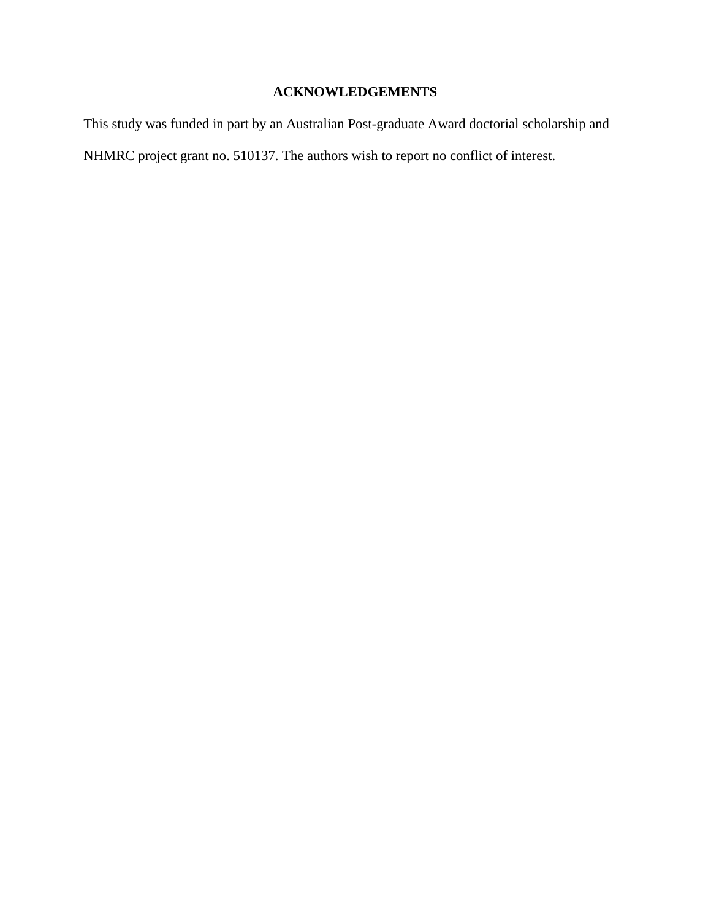## ACKNOWLEDGEMENTS

This study was funded in part by an Australian Post-graduate Award doctorial scholarship and NHMRC project grant no. 510137. The authors wish to report no conflict of interest.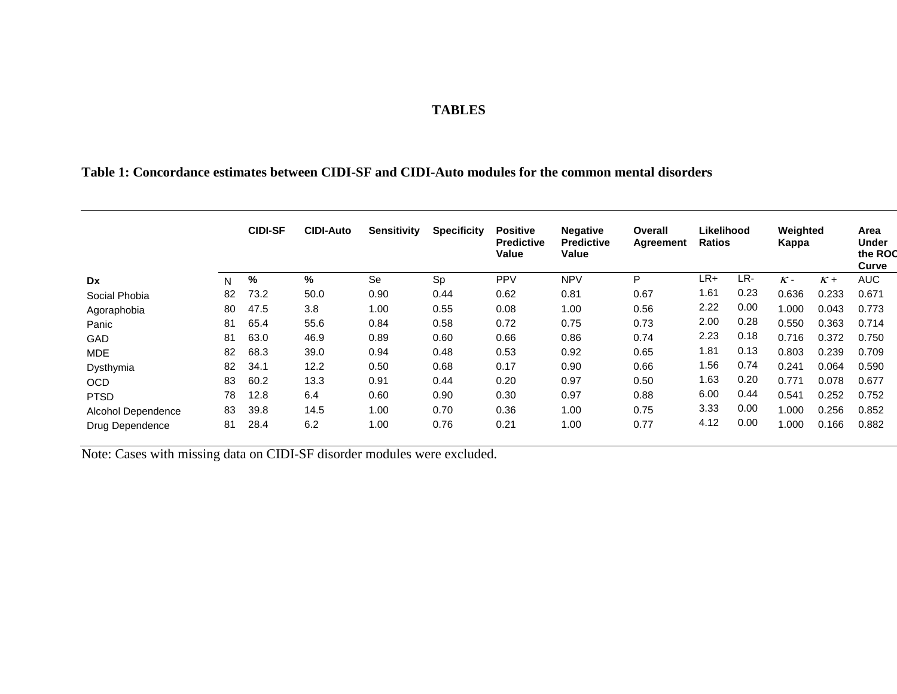# TABLES

**Table 1: Concordance estimates between CIDI-SF and CIDI-Auto modules for the common mental disorders**

| | | CIDI-SF | CIDI-Auto | Sensitivity | Specificity | Positive Predictive Value | Negative Predictive Value | Overall Agreement | Likelihood Ratios | | Weighted Kappa | | Area Under the ROC Curve |
|---|---|---|---|---|---|---|---|---|---|---|---|---|---|
| **Dx** | N | % | % | Se | Sp | PPV | NPV | P | LR+ | LR- | $\kappa$ - | $\kappa$ + | AUC |
| Social Phobia | 82 | 73.2 | 50.0 | 0.90 | 0.44 | 0.62 | 0.81 | 0.67 | 1.61 | 0.23 | 0.636 | 0.233 | 0.671 |
| Agoraphobia | 80 | 47.5 | 3.8 | 1.00 | 0.55 | 0.08 | 1.00 | 0.56 | 2.22 | 0.00 | 1.000 | 0.043 | 0.773 |
| Panic | 81 | 65.4 | 55.6 | 0.84 | 0.58 | 0.72 | 0.75 | 0.73 | 2.00 | 0.28 | 0.550 | 0.363 | 0.714 |
| GAD | 81 | 63.0 | 46.9 | 0.89 | 0.60 | 0.66 | 0.86 | 0.74 | 2.23 | 0.18 | 0.716 | 0.372 | 0.750 |
| MDE | 82 | 68.3 | 39.0 | 0.94 | 0.48 | 0.53 | 0.92 | 0.65 | 1.81 | 0.13 | 0.803 | 0.239 | 0.709 |
| Dysthymia | 82 | 34.1 | 12.2 | 0.50 | 0.68 | 0.17 | 0.90 | 0.66 | 1.56 | 0.74 | 0.241 | 0.064 | 0.590 |
| OCD | 83 | 60.2 | 13.3 | 0.91 | 0.44 | 0.20 | 0.97 | 0.50 | 1.63 | 0.20 | 0.771 | 0.078 | 0.677 |
| PTSD | 78 | 12.8 | 6.4 | 0.60 | 0.90 | 0.30 | 0.97 | 0.88 | 6.00 | 0.44 | 0.541 | 0.252 | 0.752 |
| Alcohol Dependence | 83 | 39.8 | 14.5 | 1.00 | 0.70 | 0.36 | 1.00 | 0.75 | 3.33 | 0.00 | 1.000 | 0.256 | 0.852 |
| Drug Dependence | 81 | 28.4 | 6.2 | 1.00 | 0.76 | 0.21 | 1.00 | 0.77 | 4.12 | 0.00 | 1.000 | 0.166 | 0.882 |

Note: Cases with missing data on CIDI-SF disorder modules were excluded.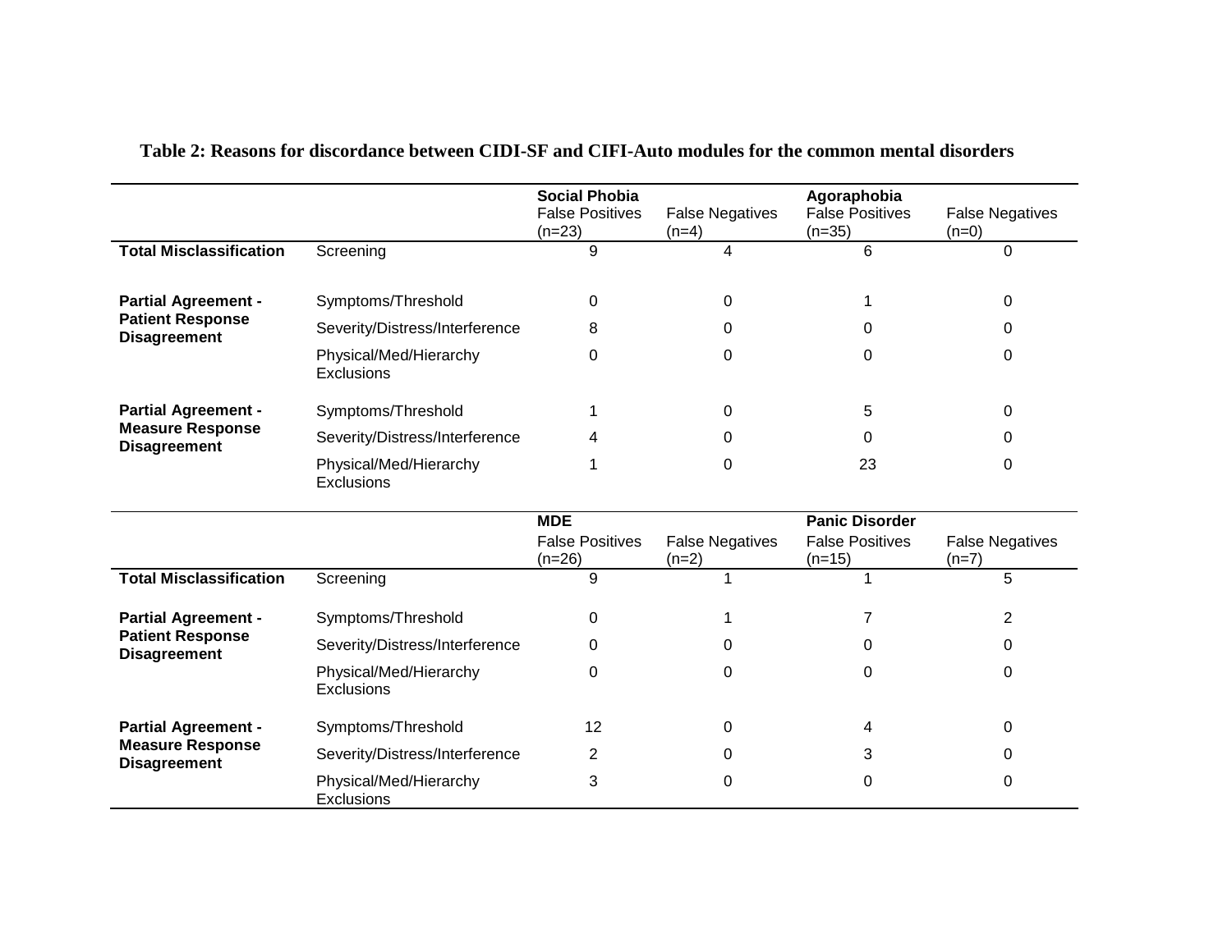**Table 2: Reasons for discordance between CIDI-SF and CIFI-Auto modules for the common mental disorders**

| | | Social Phobia | | Agoraphobia | |
|---|---|---|---|---|---|
| | | False Positives (n=23) | False Negatives (n=4) | False Positives (n=35) | False Negatives (n=0) |
| **Total Misclassification** | Screening | 9 | 4 | 6 | 0 |
| **Partial Agreement - Patient Response Disagreement** | Symptoms/Threshold | 0 | 0 | 1 | 0 |
| | Severity/Distress/Interference | 8 | 0 | 0 | 0 |
| | Physical/Med/Hierarchy Exclusions | 0 | 0 | 0 | 0 |
| **Partial Agreement - Measure Response Disagreement** | Symptoms/Threshold | 1 | 0 | 5 | 0 |
| | Severity/Distress/Interference | 4 | 0 | 0 | 0 |
| | Physical/Med/Hierarchy Exclusions | 1 | 0 | 23 | 0 |

| | | MDE | | Panic Disorder | |
|---|---|---|---|---|---|
| | | False Positives (n=26) | False Negatives (n=2) | False Positives (n=15) | False Negatives (n=7) |
| **Total Misclassification** | Screening | 9 | 1 | 1 | 5 |
| **Partial Agreement - Patient Response Disagreement** | Symptoms/Threshold | 0 | 1 | 7 | 2 |
| | Severity/Distress/Interference | 0 | 0 | 0 | 0 |
| | Physical/Med/Hierarchy Exclusions | 0 | 0 | 0 | 0 |
| **Partial Agreement - Measure Response Disagreement** | Symptoms/Threshold | 12 | 0 | 4 | 0 |
| | Severity/Distress/Interference | 2 | 0 | 3 | 0 |
| | Physical/Med/Hierarchy Exclusions | 3 | 0 | 0 | 0 |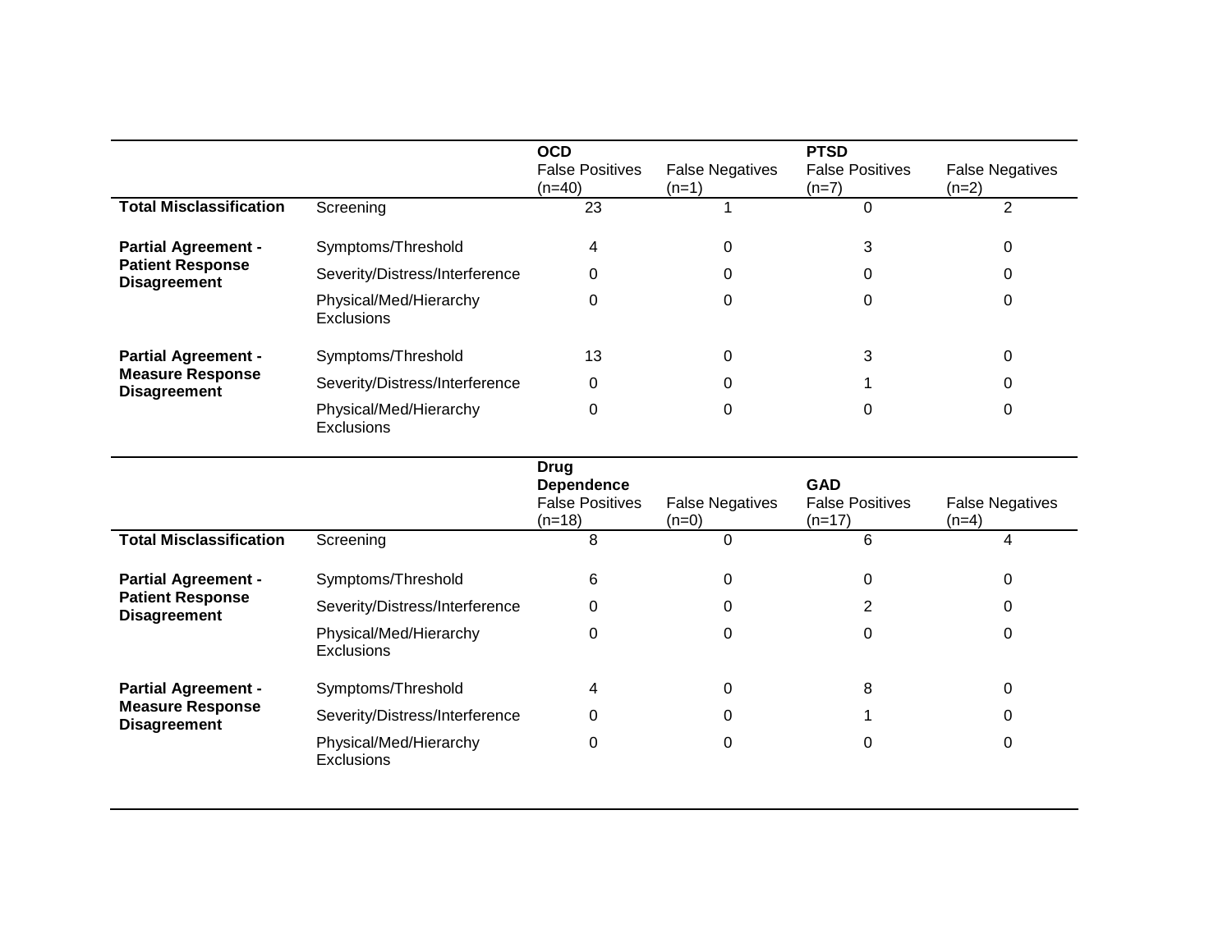| | | OCD | | PTSD | |
|---|---|---|---|---|---|
| | | False Positives (n=40) | False Negatives (n=1) | False Positives (n=7) | False Negatives (n=2) |
| **Total Misclassification** | Screening | 23 | 1 | 0 | 2 |
| **Partial Agreement - Patient Response Disagreement** | Symptoms/Threshold | 4 | 0 | 3 | 0 |
| | Severity/Distress/Interference | 0 | 0 | 0 | 0 |
| | Physical/Med/Hierarchy Exclusions | 0 | 0 | 0 | 0 |
| **Partial Agreement - Measure Response Disagreement** | Symptoms/Threshold | 13 | 0 | 3 | 0 |
| | Severity/Distress/Interference | 0 | 0 | 1 | 0 |
| | Physical/Med/Hierarchy Exclusions | 0 | 0 | 0 | 0 |

| | | Drug Dependence | | GAD | |
|---|---|---|---|---|---|
| | | False Positives (n=18) | False Negatives (n=0) | False Positives (n=17) | False Negatives (n=4) |
| **Total Misclassification** | Screening | 8 | 0 | 6 | 4 |
| **Partial Agreement - Patient Response Disagreement** | Symptoms/Threshold | 6 | 0 | 0 | 0 |
| | Severity/Distress/Interference | 0 | 0 | 2 | 0 |
| | Physical/Med/Hierarchy Exclusions | 0 | 0 | 0 | 0 |
| **Partial Agreement - Measure Response Disagreement** | Symptoms/Threshold | 4 | 0 | 8 | 0 |
| | Severity/Distress/Interference | 0 | 0 | 1 | 0 |
| | Physical/Med/Hierarchy Exclusions | 0 | 0 | 0 | 0 |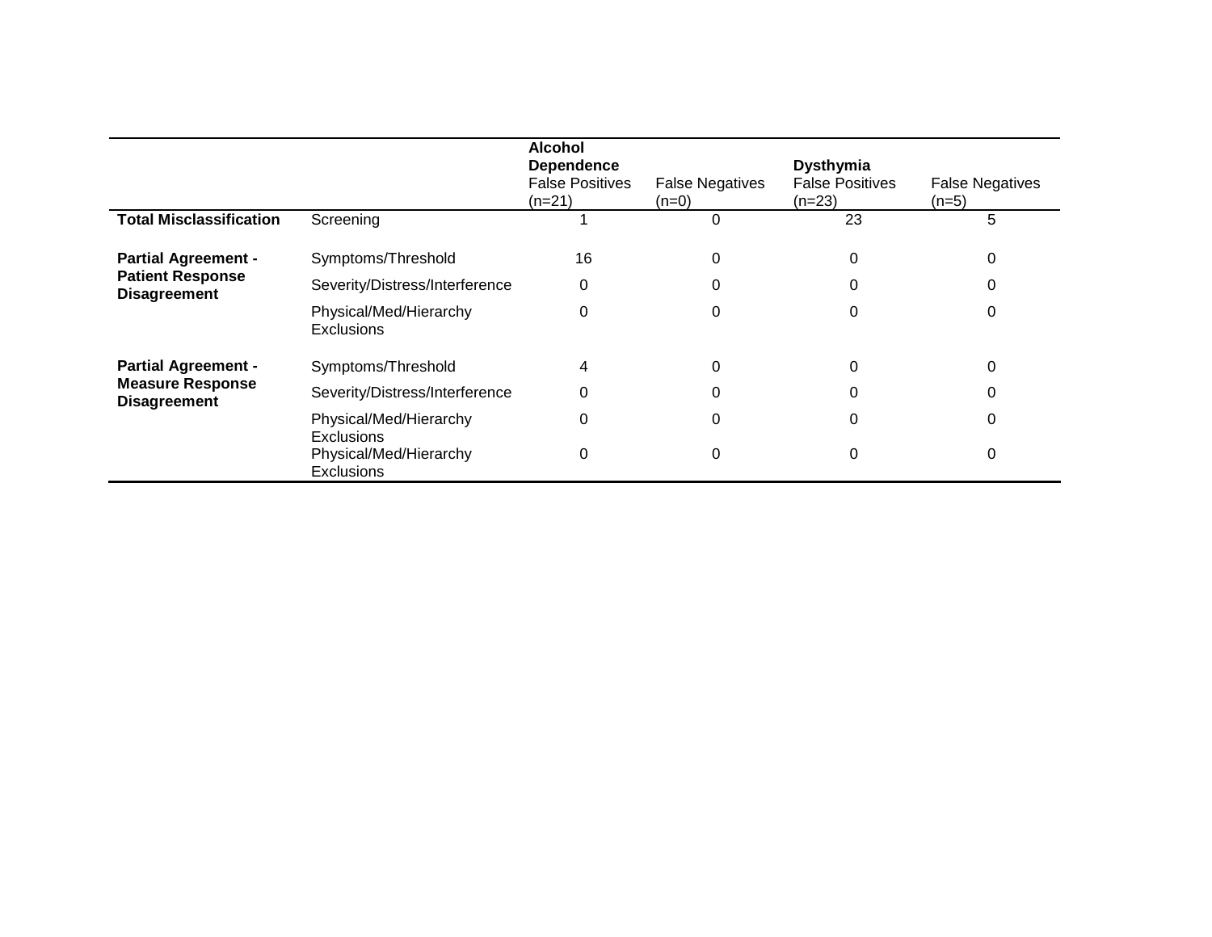| | | Alcohol Dependence False Positives (n=21) | False Negatives (n=0) | Dysthymia False Positives (n=23) | False Negatives (n=5) |
|---|---|---|---|---|---|
| **Total Misclassification** | Screening | 1 | 0 | 23 | 5 |
| **Partial Agreement - Patient Response Disagreement** | Symptoms/Threshold | 16 | 0 | 0 | 0 |
| | Severity/Distress/Interference | 0 | 0 | 0 | 0 |
| | Physical/Med/Hierarchy Exclusions | 0 | 0 | 0 | 0 |
| **Partial Agreement - Measure Response Disagreement** | Symptoms/Threshold | 4 | 0 | 0 | 0 |
| | Severity/Distress/Interference | 0 | 0 | 0 | 0 |
| | Physical/Med/Hierarchy Exclusions | 0 | 0 | 0 | 0 |
| | Physical/Med/Hierarchy Exclusions | 0 | 0 | 0 | 0 |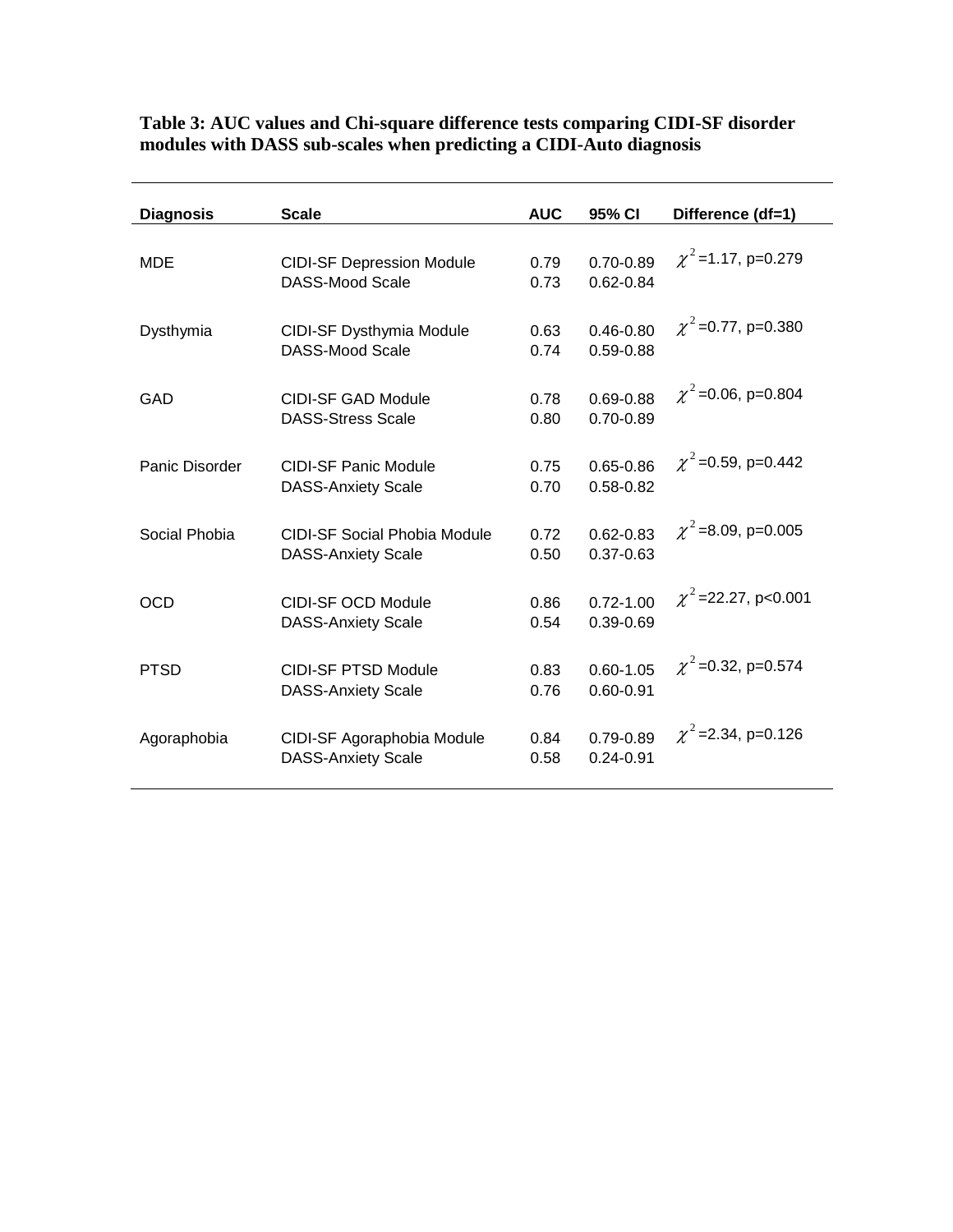**Table 3: AUC values and Chi-square difference tests comparing CIDI-SF disorder modules with DASS sub-scales when predicting a CIDI-Auto diagnosis**

| Diagnosis | Scale | AUC | 95% CI | Difference (df=1) |
|---|---|---|---|---|
| MDE | CIDI-SF Depression Module | 0.79 | 0.70-0.89 | $\chi^2$=1.17, p=0.279 |
| | DASS-Mood Scale | 0.73 | 0.62-0.84 | |
| Dysthymia | CIDI-SF Dysthymia Module | 0.63 | 0.46-0.80 | $\chi^2$=0.77, p=0.380 |
| | DASS-Mood Scale | 0.74 | 0.59-0.88 | |
| GAD | CIDI-SF GAD Module | 0.78 | 0.69-0.88 | $\chi^2$=0.06, p=0.804 |
| | DASS-Stress Scale | 0.80 | 0.70-0.89 | |
| Panic Disorder | CIDI-SF Panic Module | 0.75 | 0.65-0.86 | $\chi^2$=0.59, p=0.442 |
| | DASS-Anxiety Scale | 0.70 | 0.58-0.82 | |
| Social Phobia | CIDI-SF Social Phobia Module | 0.72 | 0.62-0.83 | $\chi^2$=8.09, p=0.005 |
| | DASS-Anxiety Scale | 0.50 | 0.37-0.63 | |
| OCD | CIDI-SF OCD Module | 0.86 | 0.72-1.00 | $\chi^2$=22.27, p<0.001 |
| | DASS-Anxiety Scale | 0.54 | 0.39-0.69 | |
| PTSD | CIDI-SF PTSD Module | 0.83 | 0.60-1.05 | $\chi^2$=0.32, p=0.574 |
| | DASS-Anxiety Scale | 0.76 | 0.60-0.91 | |
| Agoraphobia | CIDI-SF Agoraphobia Module | 0.84 | 0.79-0.89 | $\chi^2$=2.34, p=0.126 |
| | DASS-Anxiety Scale | 0.58 | 0.24-0.91 | |